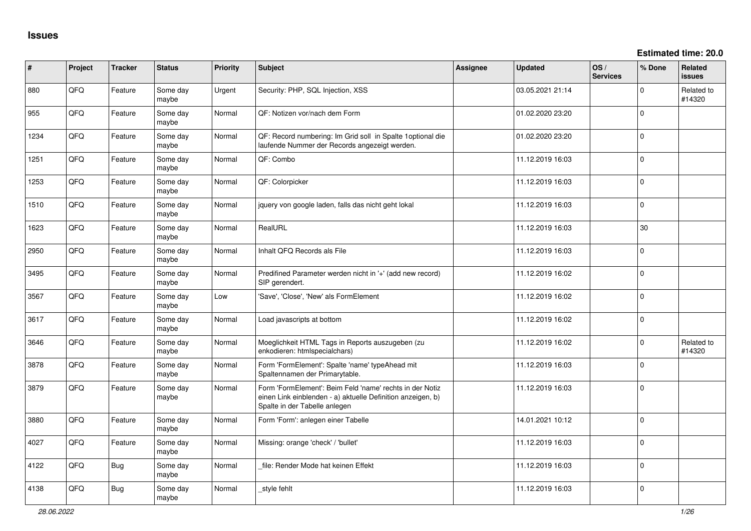# Issues

**Estimated time: 20.0**

| # | Project | Tracker | Status | Priority | Subject | Assignee | Updated | OS / Services | % Done | Related issues |
|---|---|---|---|---|---|---|---|---|---|---|
| 880 | QFQ | Feature | Some day maybe | Urgent | Security: PHP, SQL Injection, XSS | | 03.05.2021 21:14 | | 0 | Related to #14320 |
| 955 | QFQ | Feature | Some day maybe | Normal | QF: Notizen vor/nach dem Form | | 01.02.2020 23:20 | | 0 | |
| 1234 | QFQ | Feature | Some day maybe | Normal | QF: Record numbering: Im Grid soll in Spalte 1optional die laufende Nummer der Records angezeigt werden. | | 01.02.2020 23:20 | | 0 | |
| 1251 | QFQ | Feature | Some day maybe | Normal | QF: Combo | | 11.12.2019 16:03 | | 0 | |
| 1253 | QFQ | Feature | Some day maybe | Normal | QF: Colorpicker | | 11.12.2019 16:03 | | 0 | |
| 1510 | QFQ | Feature | Some day maybe | Normal | jquery von google laden, falls das nicht geht lokal | | 11.12.2019 16:03 | | 0 | |
| 1623 | QFQ | Feature | Some day maybe | Normal | RealURL | | 11.12.2019 16:03 | | 30 | |
| 2950 | QFQ | Feature | Some day maybe | Normal | Inhalt QFQ Records als File | | 11.12.2019 16:03 | | 0 | |
| 3495 | QFQ | Feature | Some day maybe | Normal | Predifined Parameter werden nicht in '+' (add new record) SIP gerendert. | | 11.12.2019 16:02 | | 0 | |
| 3567 | QFQ | Feature | Some day maybe | Low | 'Save', 'Close', 'New' als FormElement | | 11.12.2019 16:02 | | 0 | |
| 3617 | QFQ | Feature | Some day maybe | Normal | Load javascripts at bottom | | 11.12.2019 16:02 | | 0 | |
| 3646 | QFQ | Feature | Some day maybe | Normal | Moeglichkeit HTML Tags in Reports auszugeben (zu enkodieren: htmlspecialchars) | | 11.12.2019 16:02 | | 0 | Related to #14320 |
| 3878 | QFQ | Feature | Some day maybe | Normal | Form 'FormElement': Spalte 'name' typeAhead mit Spaltennamen der Primarytable. | | 11.12.2019 16:03 | | 0 | |
| 3879 | QFQ | Feature | Some day maybe | Normal | Form 'FormElement': Beim Feld 'name' rechts in der Notiz einen Link einblenden - a) aktuelle Definition anzeigen, b) Spalte in der Tabelle anlegen | | 11.12.2019 16:03 | | 0 | |
| 3880 | QFQ | Feature | Some day maybe | Normal | Form 'Form': anlegen einer Tabelle | | 14.01.2021 10:12 | | 0 | |
| 4027 | QFQ | Feature | Some day maybe | Normal | Missing: orange 'check' / 'bullet' | | 11.12.2019 16:03 | | 0 | |
| 4122 | QFQ | Bug | Some day maybe | Normal | _file: Render Mode hat keinen Effekt | | 11.12.2019 16:03 | | 0 | |
| 4138 | QFQ | Bug | Some day maybe | Normal | _style fehlt | | 11.12.2019 16:03 | | 0 | |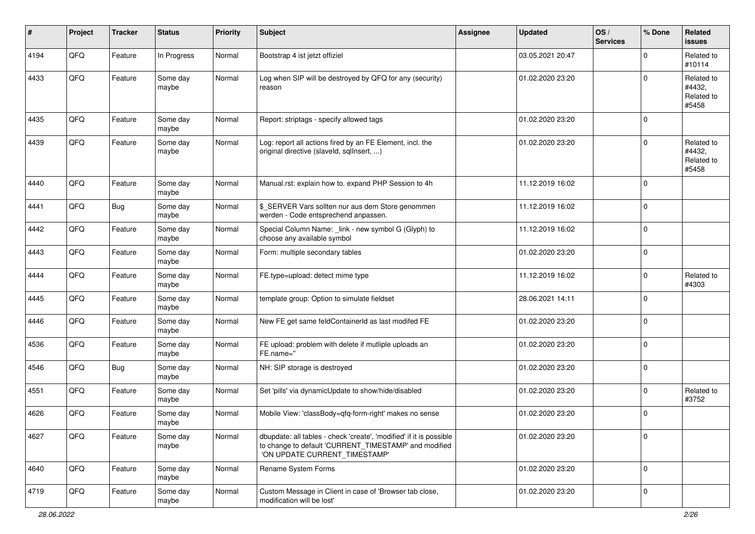| # | Project | Tracker | Status | Priority | Subject | Assignee | Updated | OS / Services | % Done | Related issues |
|---|---|---|---|---|---|---|---|---|---|---|
| 4194 | QFQ | Feature | In Progress | Normal | Bootstrap 4 ist jetzt offiziel | | 03.05.2021 20:47 | | 0 | Related to #10114 |
| 4433 | QFQ | Feature | Some day maybe | Normal | Log when SIP will be destroyed by QFQ for any (security) reason | | 01.02.2020 23:20 | | 0 | Related to #4432, Related to #5458 |
| 4435 | QFQ | Feature | Some day maybe | Normal | Report: striptags - specify allowed tags | | 01.02.2020 23:20 | | 0 | |
| 4439 | QFQ | Feature | Some day maybe | Normal | Log: report all actions fired by an FE Element, incl. the original directive (slaveId, sqlInsert, ...) | | 01.02.2020 23:20 | | 0 | Related to #4432, Related to #5458 |
| 4440 | QFQ | Feature | Some day maybe | Normal | Manual.rst: explain how to. expand PHP Session to 4h | | 11.12.2019 16:02 | | 0 | |
| 4441 | QFQ | Bug | Some day maybe | Normal | $_SERVER Vars sollten nur aus dem Store genommen werden - Code entsprechend anpassen. | | 11.12.2019 16:02 | | 0 | |
| 4442 | QFQ | Feature | Some day maybe | Normal | Special Column Name: _link - new symbol G (Glyph) to choose any available symbol | | 11.12.2019 16:02 | | 0 | |
| 4443 | QFQ | Feature | Some day maybe | Normal | Form: multiple secondary tables | | 01.02.2020 23:20 | | 0 | |
| 4444 | QFQ | Feature | Some day maybe | Normal | FE.type=upload: detect mime type | | 11.12.2019 16:02 | | 0 | Related to #4303 |
| 4445 | QFQ | Feature | Some day maybe | Normal | template group: Option to simulate fieldset | | 28.06.2021 14:11 | | 0 | |
| 4446 | QFQ | Feature | Some day maybe | Normal | New FE get same feldContainerId as last modifed FE | | 01.02.2020 23:20 | | 0 | |
| 4536 | QFQ | Feature | Some day maybe | Normal | FE upload: problem with delete if mutliple uploads an FE.name=" | | 01.02.2020 23:20 | | 0 | |
| 4546 | QFQ | Bug | Some day maybe | Normal | NH: SIP storage is destroyed | | 01.02.2020 23:20 | | 0 | |
| 4551 | QFQ | Feature | Some day maybe | Normal | Set 'pills' via dynamicUpdate to show/hide/disabled | | 01.02.2020 23:20 | | 0 | Related to #3752 |
| 4626 | QFQ | Feature | Some day maybe | Normal | Mobile View: 'classBody=qfq-form-right' makes no sense | | 01.02.2020 23:20 | | 0 | |
| 4627 | QFQ | Feature | Some day maybe | Normal | dbupdate: all tables - check 'create', 'modified' if it is possible to change to default 'CURRENT_TIMESTAMP' and modified 'ON UPDATE CURRENT_TIMESTAMP' | | 01.02.2020 23:20 | | 0 | |
| 4640 | QFQ | Feature | Some day maybe | Normal | Rename System Forms | | 01.02.2020 23:20 | | 0 | |
| 4719 | QFQ | Feature | Some day maybe | Normal | Custom Message in Client in case of 'Browser tab close, modification will be lost' | | 01.02.2020 23:20 | | 0 | |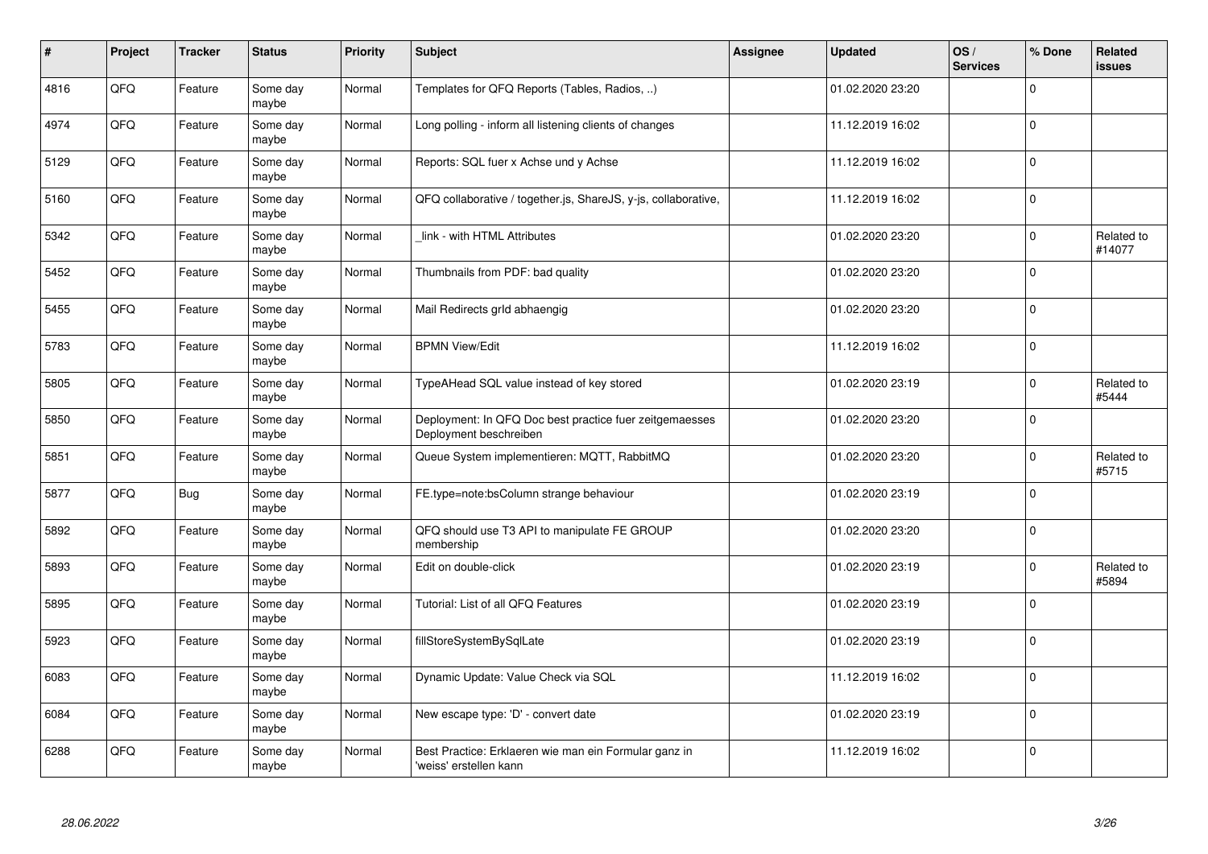| # | Project | Tracker | Status | Priority | Subject | Assignee | Updated | OS / Services | % Done | Related issues |
|---|---|---|---|---|---|---|---|---|---|---|
| 4816 | QFQ | Feature | Some day maybe | Normal | Templates for QFQ Reports (Tables, Radios, ..) | | 01.02.2020 23:20 | | 0 | |
| 4974 | QFQ | Feature | Some day maybe | Normal | Long polling - inform all listening clients of changes | | 11.12.2019 16:02 | | 0 | |
| 5129 | QFQ | Feature | Some day maybe | Normal | Reports: SQL fuer x Achse und y Achse | | 11.12.2019 16:02 | | 0 | |
| 5160 | QFQ | Feature | Some day maybe | Normal | QFQ collaborative / together.js, ShareJS, y-js, collaborative, | | 11.12.2019 16:02 | | 0 | |
| 5342 | QFQ | Feature | Some day maybe | Normal | _link - with HTML Attributes | | 01.02.2020 23:20 | | 0 | Related to #14077 |
| 5452 | QFQ | Feature | Some day maybe | Normal | Thumbnails from PDF: bad quality | | 01.02.2020 23:20 | | 0 | |
| 5455 | QFQ | Feature | Some day maybe | Normal | Mail Redirects grId abhaengig | | 01.02.2020 23:20 | | 0 | |
| 5783 | QFQ | Feature | Some day maybe | Normal | BPMN View/Edit | | 11.12.2019 16:02 | | 0 | |
| 5805 | QFQ | Feature | Some day maybe | Normal | TypeAHead SQL value instead of key stored | | 01.02.2020 23:19 | | 0 | Related to #5444 |
| 5850 | QFQ | Feature | Some day maybe | Normal | Deployment: In QFQ Doc best practice fuer zeitgemaesses Deployment beschreiben | | 01.02.2020 23:20 | | 0 | |
| 5851 | QFQ | Feature | Some day maybe | Normal | Queue System implementieren: MQTT, RabbitMQ | | 01.02.2020 23:20 | | 0 | Related to #5715 |
| 5877 | QFQ | Bug | Some day maybe | Normal | FE.type=note:bsColumn strange behaviour | | 01.02.2020 23:19 | | 0 | |
| 5892 | QFQ | Feature | Some day maybe | Normal | QFQ should use T3 API to manipulate FE GROUP membership | | 01.02.2020 23:20 | | 0 | |
| 5893 | QFQ | Feature | Some day maybe | Normal | Edit on double-click | | 01.02.2020 23:19 | | 0 | Related to #5894 |
| 5895 | QFQ | Feature | Some day maybe | Normal | Tutorial: List of all QFQ Features | | 01.02.2020 23:19 | | 0 | |
| 5923 | QFQ | Feature | Some day maybe | Normal | fillStoreSystemBySqlLate | | 01.02.2020 23:19 | | 0 | |
| 6083 | QFQ | Feature | Some day maybe | Normal | Dynamic Update: Value Check via SQL | | 11.12.2019 16:02 | | 0 | |
| 6084 | QFQ | Feature | Some day maybe | Normal | New escape type: 'D' - convert date | | 01.02.2020 23:19 | | 0 | |
| 6288 | QFQ | Feature | Some day maybe | Normal | Best Practice: Erklaeren wie man ein Formular ganz in 'weiss' erstellen kann | | 11.12.2019 16:02 | | 0 | |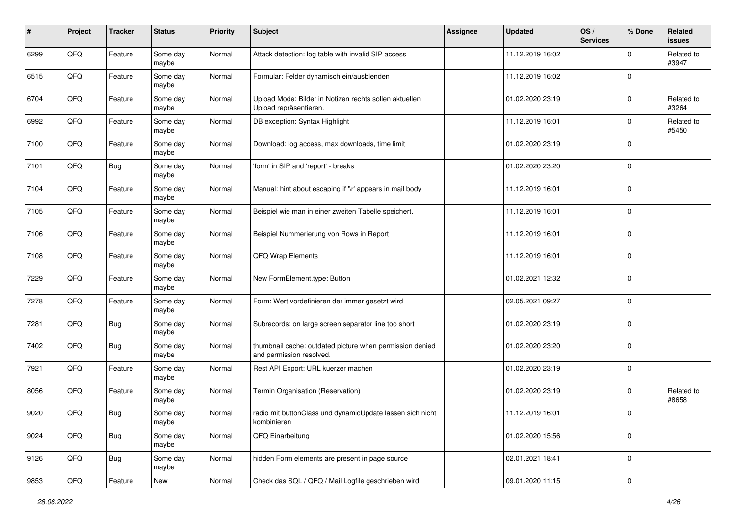| # | Project | Tracker | Status | Priority | Subject | Assignee | Updated | OS / Services | % Done | Related issues |
|---|---|---|---|---|---|---|---|---|---|---|
| 6299 | QFQ | Feature | Some day maybe | Normal | Attack detection: log table with invalid SIP access | | 11.12.2019 16:02 | | 0 | Related to #3947 |
| 6515 | QFQ | Feature | Some day maybe | Normal | Formular: Felder dynamisch ein/ausblenden | | 11.12.2019 16:02 | | 0 | |
| 6704 | QFQ | Feature | Some day maybe | Normal | Upload Mode: Bilder in Notizen rechts sollen aktuellen Upload repräsentieren. | | 01.02.2020 23:19 | | 0 | Related to #3264 |
| 6992 | QFQ | Feature | Some day maybe | Normal | DB exception: Syntax Highlight | | 11.12.2019 16:01 | | 0 | Related to #5450 |
| 7100 | QFQ | Feature | Some day maybe | Normal | Download: log access, max downloads, time limit | | 01.02.2020 23:19 | | 0 | |
| 7101 | QFQ | Bug | Some day maybe | Normal | 'form' in SIP and 'report' - breaks | | 01.02.2020 23:20 | | 0 | |
| 7104 | QFQ | Feature | Some day maybe | Normal | Manual: hint about escaping if '\r' appears in mail body | | 11.12.2019 16:01 | | 0 | |
| 7105 | QFQ | Feature | Some day maybe | Normal | Beispiel wie man in einer zweiten Tabelle speichert. | | 11.12.2019 16:01 | | 0 | |
| 7106 | QFQ | Feature | Some day maybe | Normal | Beispiel Nummerierung von Rows in Report | | 11.12.2019 16:01 | | 0 | |
| 7108 | QFQ | Feature | Some day maybe | Normal | QFQ Wrap Elements | | 11.12.2019 16:01 | | 0 | |
| 7229 | QFQ | Feature | Some day maybe | Normal | New FormElement.type: Button | | 01.02.2021 12:32 | | 0 | |
| 7278 | QFQ | Feature | Some day maybe | Normal | Form: Wert vordefinieren der immer gesetzt wird | | 02.05.2021 09:27 | | 0 | |
| 7281 | QFQ | Bug | Some day maybe | Normal | Subrecords: on large screen separator line too short | | 01.02.2020 23:19 | | 0 | |
| 7402 | QFQ | Bug | Some day maybe | Normal | thumbnail cache: outdated picture when permission denied and permission resolved. | | 01.02.2020 23:20 | | 0 | |
| 7921 | QFQ | Feature | Some day maybe | Normal | Rest API Export: URL kuerzer machen | | 01.02.2020 23:19 | | 0 | |
| 8056 | QFQ | Feature | Some day maybe | Normal | Termin Organisation (Reservation) | | 01.02.2020 23:19 | | 0 | Related to #8658 |
| 9020 | QFQ | Bug | Some day maybe | Normal | radio mit buttonClass und dynamicUpdate lassen sich nicht kombinieren | | 11.12.2019 16:01 | | 0 | |
| 9024 | QFQ | Bug | Some day maybe | Normal | QFQ Einarbeitung | | 01.02.2020 15:56 | | 0 | |
| 9126 | QFQ | Bug | Some day maybe | Normal | hidden Form elements are present in page source | | 02.01.2021 18:41 | | 0 | |
| 9853 | QFQ | Feature | New | Normal | Check das SQL / QFQ / Mail Logfile geschrieben wird | | 09.01.2020 11:15 | | 0 | |

*28.06.2022*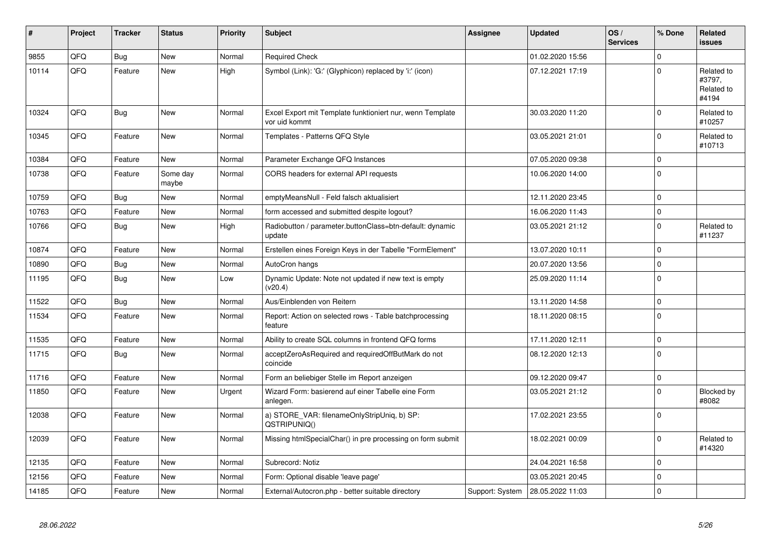| # | Project | Tracker | Status | Priority | Subject | Assignee | Updated | OS / Services | % Done | Related issues |
|---|---|---|---|---|---|---|---|---|---|---|
| 9855 | QFQ | Bug | New | Normal | Required Check | | 01.02.2020 15:56 | | 0 | |
| 10114 | QFQ | Feature | New | High | Symbol (Link): 'G:' (Glyphicon) replaced by 'i:' (icon) | | 07.12.2021 17:19 | | 0 | Related to #3797, Related to #4194 |
| 10324 | QFQ | Bug | New | Normal | Excel Export mit Template funktioniert nur, wenn Template vor uid kommt | | 30.03.2020 11:20 | | 0 | Related to #10257 |
| 10345 | QFQ | Feature | New | Normal | Templates - Patterns QFQ Style | | 03.05.2021 21:01 | | 0 | Related to #10713 |
| 10384 | QFQ | Feature | New | Normal | Parameter Exchange QFQ Instances | | 07.05.2020 09:38 | | 0 | |
| 10738 | QFQ | Feature | Some day maybe | Normal | CORS headers for external API requests | | 10.06.2020 14:00 | | 0 | |
| 10759 | QFQ | Bug | New | Normal | emptyMeansNull - Feld falsch aktualisiert | | 12.11.2020 23:45 | | 0 | |
| 10763 | QFQ | Feature | New | Normal | form accessed and submitted despite logout? | | 16.06.2020 11:43 | | 0 | |
| 10766 | QFQ | Bug | New | High | Radiobutton / parameter.buttonClass=btn-default: dynamic update | | 03.05.2021 21:12 | | 0 | Related to #11237 |
| 10874 | QFQ | Feature | New | Normal | Erstellen eines Foreign Keys in der Tabelle "FormElement" | | 13.07.2020 10:11 | | 0 | |
| 10890 | QFQ | Bug | New | Normal | AutoCron hangs | | 20.07.2020 13:56 | | 0 | |
| 11195 | QFQ | Bug | New | Low | Dynamic Update: Note not updated if new text is empty (v20.4) | | 25.09.2020 11:14 | | 0 | |
| 11522 | QFQ | Bug | New | Normal | Aus/Einblenden von Reitern | | 13.11.2020 14:58 | | 0 | |
| 11534 | QFQ | Feature | New | Normal | Report: Action on selected rows - Table batchprocessing feature | | 18.11.2020 08:15 | | 0 | |
| 11535 | QFQ | Feature | New | Normal | Ability to create SQL columns in frontend QFQ forms | | 17.11.2020 12:11 | | 0 | |
| 11715 | QFQ | Bug | New | Normal | acceptZeroAsRequired and requiredOffButMark do not coincide | | 08.12.2020 12:13 | | 0 | |
| 11716 | QFQ | Feature | New | Normal | Form an beliebiger Stelle im Report anzeigen | | 09.12.2020 09:47 | | 0 | |
| 11850 | QFQ | Feature | New | Urgent | Wizard Form: basierend auf einer Tabelle eine Form anlegen. | | 03.05.2021 21:12 | | 0 | Blocked by #8082 |
| 12038 | QFQ | Feature | New | Normal | a) STORE_VAR: filenameOnlyStripUniq, b) SP: QSTRIPUNIQ() | | 17.02.2021 23:55 | | 0 | |
| 12039 | QFQ | Feature | New | Normal | Missing htmlSpecialChar() in pre processing on form submit | | 18.02.2021 00:09 | | 0 | Related to #14320 |
| 12135 | QFQ | Feature | New | Normal | Subrecord: Notiz | | 24.04.2021 16:58 | | 0 | |
| 12156 | QFQ | Feature | New | Normal | Form: Optional disable 'leave page' | | 03.05.2021 20:45 | | 0 | |
| 14185 | QFQ | Feature | New | Normal | External/Autocron.php - better suitable directory | Support: System | 28.05.2022 11:03 | | 0 | |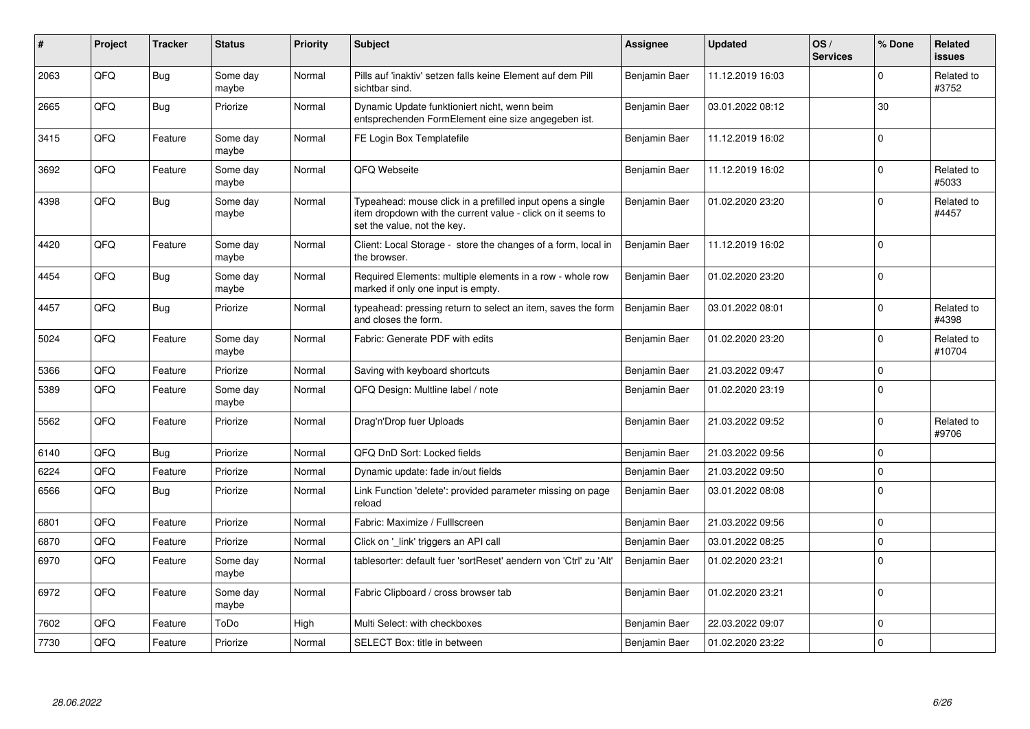| # | Project | Tracker | Status | Priority | Subject | Assignee | Updated | OS / Services | % Done | Related issues |
|---|---|---|---|---|---|---|---|---|---|---|
| 2063 | QFQ | Bug | Some day maybe | Normal | Pills auf 'inaktiv' setzen falls keine Element auf dem Pill sichtbar sind. | Benjamin Baer | 11.12.2019 16:03 | | 0 | Related to #3752 |
| 2665 | QFQ | Bug | Priorize | Normal | Dynamic Update funktioniert nicht, wenn beim entsprechenden FormElement eine size angegeben ist. | Benjamin Baer | 03.01.2022 08:12 | | 30 | |
| 3415 | QFQ | Feature | Some day maybe | Normal | FE Login Box Templatefile | Benjamin Baer | 11.12.2019 16:02 | | 0 | |
| 3692 | QFQ | Feature | Some day maybe | Normal | QFQ Webseite | Benjamin Baer | 11.12.2019 16:02 | | 0 | Related to #5033 |
| 4398 | QFQ | Bug | Some day maybe | Normal | Typeahead: mouse click in a prefilled input opens a single item dropdown with the current value - click on it seems to set the value, not the key. | Benjamin Baer | 01.02.2020 23:20 | | 0 | Related to #4457 |
| 4420 | QFQ | Feature | Some day maybe | Normal | Client: Local Storage - store the changes of a form, local in the browser. | Benjamin Baer | 11.12.2019 16:02 | | 0 | |
| 4454 | QFQ | Bug | Some day maybe | Normal | Required Elements: multiple elements in a row - whole row marked if only one input is empty. | Benjamin Baer | 01.02.2020 23:20 | | 0 | |
| 4457 | QFQ | Bug | Priorize | Normal | typeahead: pressing return to select an item, saves the form and closes the form. | Benjamin Baer | 03.01.2022 08:01 | | 0 | Related to #4398 |
| 5024 | QFQ | Feature | Some day maybe | Normal | Fabric: Generate PDF with edits | Benjamin Baer | 01.02.2020 23:20 | | 0 | Related to #10704 |
| 5366 | QFQ | Feature | Priorize | Normal | Saving with keyboard shortcuts | Benjamin Baer | 21.03.2022 09:47 | | 0 | |
| 5389 | QFQ | Feature | Some day maybe | Normal | QFQ Design: Multline label / note | Benjamin Baer | 01.02.2020 23:19 | | 0 | |
| 5562 | QFQ | Feature | Priorize | Normal | Drag'n'Drop fuer Uploads | Benjamin Baer | 21.03.2022 09:52 | | 0 | Related to #9706 |
| 6140 | QFQ | Bug | Priorize | Normal | QFQ DnD Sort: Locked fields | Benjamin Baer | 21.03.2022 09:56 | | 0 | |
| 6224 | QFQ | Feature | Priorize | Normal | Dynamic update: fade in/out fields | Benjamin Baer | 21.03.2022 09:50 | | 0 | |
| 6566 | QFQ | Bug | Priorize | Normal | Link Function 'delete': provided parameter missing on page reload | Benjamin Baer | 03.01.2022 08:08 | | 0 | |
| 6801 | QFQ | Feature | Priorize | Normal | Fabric: Maximize / FullIscreen | Benjamin Baer | 21.03.2022 09:56 | | 0 | |
| 6870 | QFQ | Feature | Priorize | Normal | Click on '_link' triggers an API call | Benjamin Baer | 03.01.2022 08:25 | | 0 | |
| 6970 | QFQ | Feature | Some day maybe | Normal | tablesorter: default fuer 'sortReset' aendern von 'Ctrl' zu 'Alt' | Benjamin Baer | 01.02.2020 23:21 | | 0 | |
| 6972 | QFQ | Feature | Some day maybe | Normal | Fabric Clipboard / cross browser tab | Benjamin Baer | 01.02.2020 23:21 | | 0 | |
| 7602 | QFQ | Feature | ToDo | High | Multi Select: with checkboxes | Benjamin Baer | 22.03.2022 09:07 | | 0 | |
| 7730 | QFQ | Feature | Priorize | Normal | SELECT Box: title in between | Benjamin Baer | 01.02.2020 23:22 | | 0 | |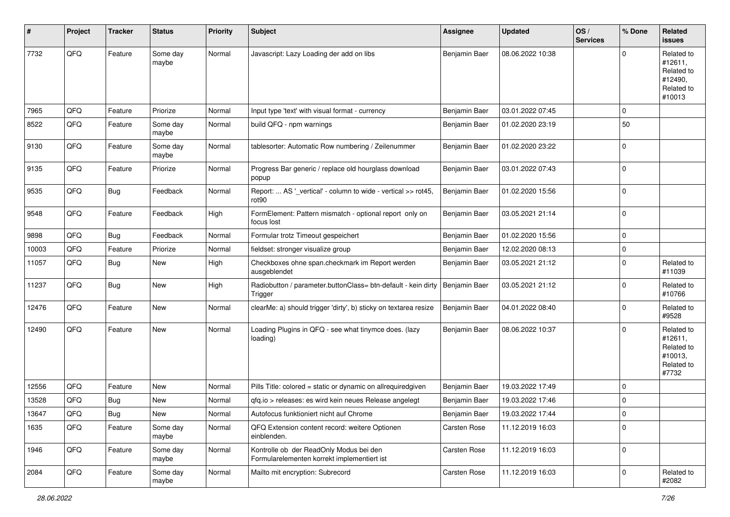| # | Project | Tracker | Status | Priority | Subject | Assignee | Updated | OS / Services | % Done | Related issues |
|---|---|---|---|---|---|---|---|---|---|---|
| 7732 | QFQ | Feature | Some day maybe | Normal | Javascript: Lazy Loading der add on libs | Benjamin Baer | 08.06.2022 10:38 | | 0 | Related to #12611, Related to #12490, Related to #10013 |
| 7965 | QFQ | Feature | Priorize | Normal | Input type 'text' with visual format - currency | Benjamin Baer | 03.01.2022 07:45 | | 0 | |
| 8522 | QFQ | Feature | Some day maybe | Normal | build QFQ - npm warnings | Benjamin Baer | 01.02.2020 23:19 | | 50 | |
| 9130 | QFQ | Feature | Some day maybe | Normal | tablesorter: Automatic Row numbering / Zeilenummer | Benjamin Baer | 01.02.2020 23:22 | | 0 | |
| 9135 | QFQ | Feature | Priorize | Normal | Progress Bar generic / replace old hourglass download popup | Benjamin Baer | 03.01.2022 07:43 | | 0 | |
| 9535 | QFQ | Bug | Feedback | Normal | Report: ... AS '_vertical' - column to wide - vertical >> rot45, rot90 | Benjamin Baer | 01.02.2020 15:56 | | 0 | |
| 9548 | QFQ | Feature | Feedback | High | FormElement: Pattern mismatch - optional report only on focus lost | Benjamin Baer | 03.05.2021 21:14 | | 0 | |
| 9898 | QFQ | Bug | Feedback | Normal | Formular trotz Timeout gespeichert | Benjamin Baer | 01.02.2020 15:56 | | 0 | |
| 10003 | QFQ | Feature | Priorize | Normal | fieldset: stronger visualize group | Benjamin Baer | 12.02.2020 08:13 | | 0 | |
| 11057 | QFQ | Bug | New | High | Checkboxes ohne span.checkmark im Report werden ausgeblendet | Benjamin Baer | 03.05.2021 21:12 | | 0 | Related to #11039 |
| 11237 | QFQ | Bug | New | High | Radiobutton / parameter.buttonClass= btn-default - kein dirty Trigger | Benjamin Baer | 03.05.2021 21:12 | | 0 | Related to #10766 |
| 12476 | QFQ | Feature | New | Normal | clearMe: a) should trigger 'dirty', b) sticky on textarea resize | Benjamin Baer | 04.01.2022 08:40 | | 0 | Related to #9528 |
| 12490 | QFQ | Feature | New | Normal | Loading Plugins in QFQ - see what tinymce does. (lazy loading) | Benjamin Baer | 08.06.2022 10:37 | | 0 | Related to #12611, Related to #10013, Related to #7732 |
| 12556 | QFQ | Feature | New | Normal | Pills Title: colored = static or dynamic on allrequiredgiven | Benjamin Baer | 19.03.2022 17:49 | | 0 | |
| 13528 | QFQ | Bug | New | Normal | qfq.io > releases: es wird kein neues Release angelegt | Benjamin Baer | 19.03.2022 17:46 | | 0 | |
| 13647 | QFQ | Bug | New | Normal | Autofocus funktioniert nicht auf Chrome | Benjamin Baer | 19.03.2022 17:44 | | 0 | |
| 1635 | QFQ | Feature | Some day maybe | Normal | QFQ Extension content record: weitere Optionen einblenden. | Carsten Rose | 11.12.2019 16:03 | | 0 | |
| 1946 | QFQ | Feature | Some day maybe | Normal | Kontrolle ob der ReadOnly Modus bei den Formularelementen korrekt implementiert ist | Carsten Rose | 11.12.2019 16:03 | | 0 | |
| 2084 | QFQ | Feature | Some day maybe | Normal | Mailto mit encryption: Subrecord | Carsten Rose | 11.12.2019 16:03 | | 0 | Related to #2082 |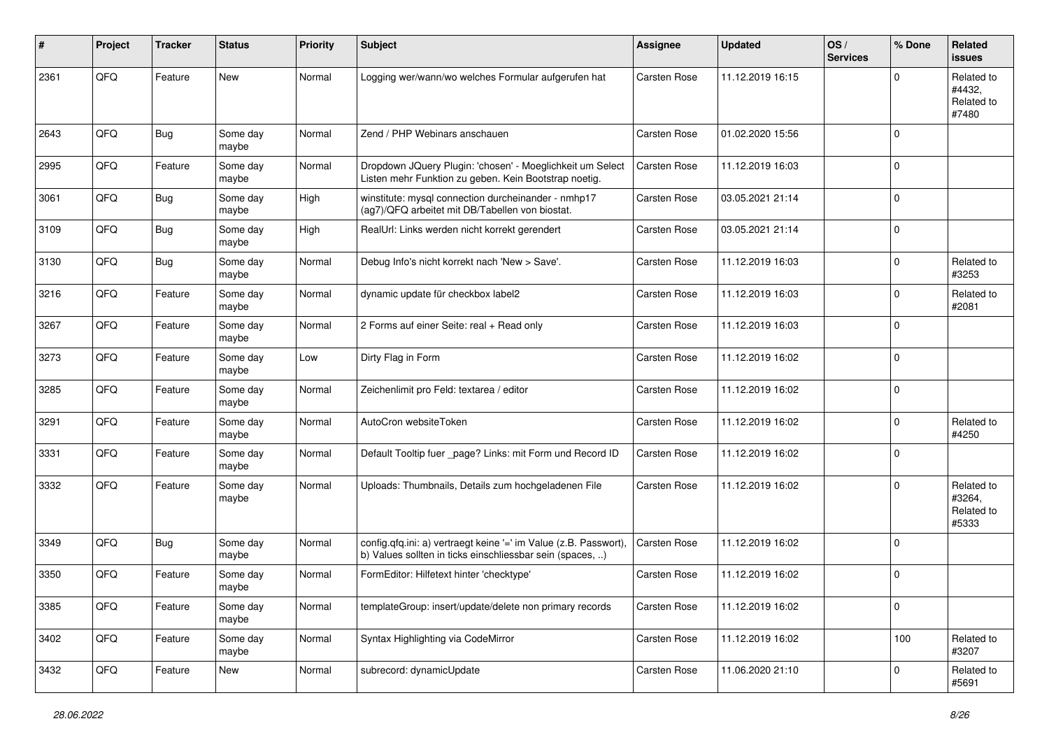| # | Project | Tracker | Status | Priority | Subject | Assignee | Updated | OS / Services | % Done | Related issues |
|---|---|---|---|---|---|---|---|---|---|---|
| 2361 | QFQ | Feature | New | Normal | Logging wer/wann/wo welches Formular aufgerufen hat | Carsten Rose | 11.12.2019 16:15 | | 0 | Related to #4432, Related to #7480 |
| 2643 | QFQ | Bug | Some day maybe | Normal | Zend / PHP Webinars anschauen | Carsten Rose | 01.02.2020 15:56 | | 0 | |
| 2995 | QFQ | Feature | Some day maybe | Normal | Dropdown JQuery Plugin: 'chosen' - Moeglichkeit um Select Listen mehr Funktion zu geben. Kein Bootstrap noetig. | Carsten Rose | 11.12.2019 16:03 | | 0 | |
| 3061 | QFQ | Bug | Some day maybe | High | winstitute: mysql connection durcheinander - nmhp17 (ag7)/QFQ arbeitet mit DB/Tabellen von biostat. | Carsten Rose | 03.05.2021 21:14 | | 0 | |
| 3109 | QFQ | Bug | Some day maybe | High | RealUrl: Links werden nicht korrekt gerendert | Carsten Rose | 03.05.2021 21:14 | | 0 | |
| 3130 | QFQ | Bug | Some day maybe | Normal | Debug Info's nicht korrekt nach 'New > Save'. | Carsten Rose | 11.12.2019 16:03 | | 0 | Related to #3253 |
| 3216 | QFQ | Feature | Some day maybe | Normal | dynamic update für checkbox label2 | Carsten Rose | 11.12.2019 16:03 | | 0 | Related to #2081 |
| 3267 | QFQ | Feature | Some day maybe | Normal | 2 Forms auf einer Seite: real + Read only | Carsten Rose | 11.12.2019 16:03 | | 0 | |
| 3273 | QFQ | Feature | Some day maybe | Low | Dirty Flag in Form | Carsten Rose | 11.12.2019 16:02 | | 0 | |
| 3285 | QFQ | Feature | Some day maybe | Normal | Zeichenlimit pro Feld: textarea / editor | Carsten Rose | 11.12.2019 16:02 | | 0 | |
| 3291 | QFQ | Feature | Some day maybe | Normal | AutoCron websiteToken | Carsten Rose | 11.12.2019 16:02 | | 0 | Related to #4250 |
| 3331 | QFQ | Feature | Some day maybe | Normal | Default Tooltip fuer _page? Links: mit Form und Record ID | Carsten Rose | 11.12.2019 16:02 | | 0 | |
| 3332 | QFQ | Feature | Some day maybe | Normal | Uploads: Thumbnails, Details zum hochgeladenen File | Carsten Rose | 11.12.2019 16:02 | | 0 | Related to #3264, Related to #5333 |
| 3349 | QFQ | Bug | Some day maybe | Normal | config.qfq.ini: a) vertraegt keine '=' im Value (z.B. Passwort), b) Values sollten in ticks einschliessbar sein (spaces, ..) | Carsten Rose | 11.12.2019 16:02 | | 0 | |
| 3350 | QFQ | Feature | Some day maybe | Normal | FormEditor: Hilfetext hinter 'checktype' | Carsten Rose | 11.12.2019 16:02 | | 0 | |
| 3385 | QFQ | Feature | Some day maybe | Normal | templateGroup: insert/update/delete non primary records | Carsten Rose | 11.12.2019 16:02 | | 0 | |
| 3402 | QFQ | Feature | Some day maybe | Normal | Syntax Highlighting via CodeMirror | Carsten Rose | 11.12.2019 16:02 | | 100 | Related to #3207 |
| 3432 | QFQ | Feature | New | Normal | subrecord: dynamicUpdate | Carsten Rose | 11.06.2020 21:10 | | 0 | Related to #5691 |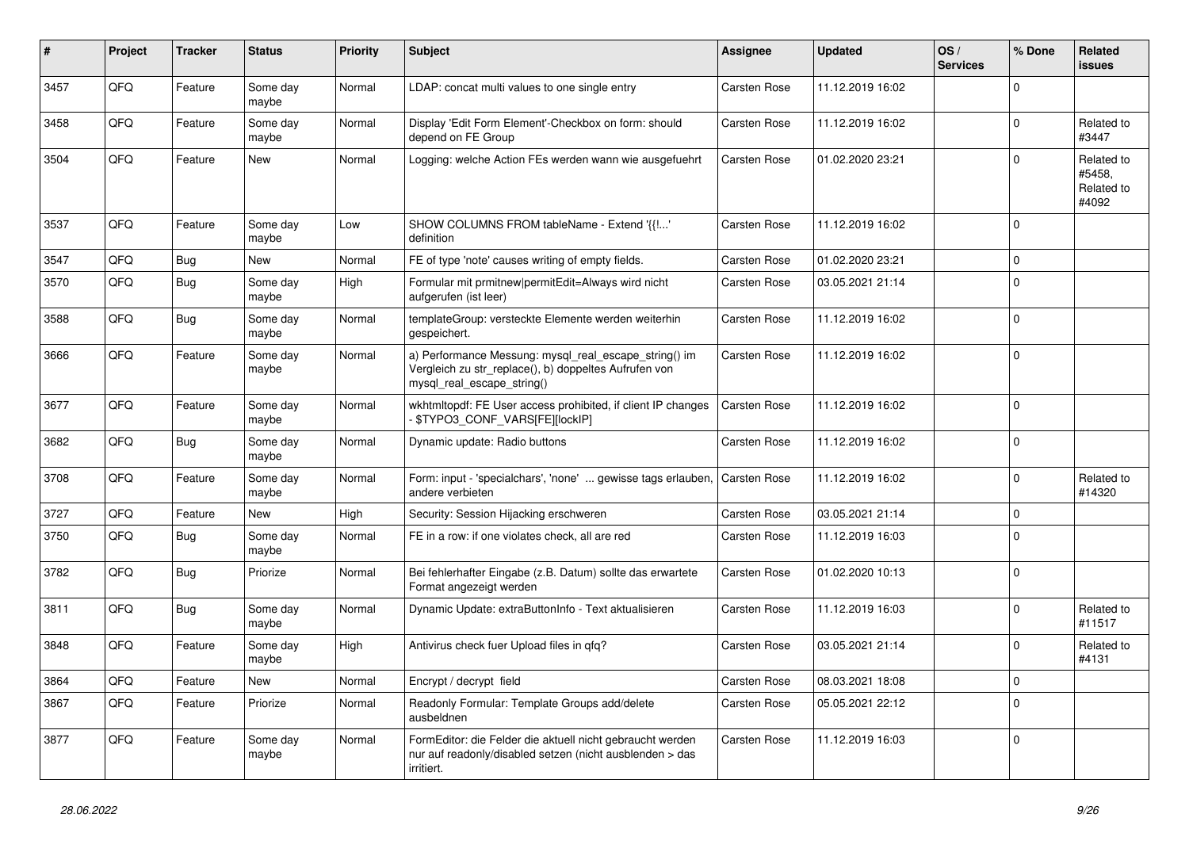| # | Project | Tracker | Status | Priority | Subject | Assignee | Updated | OS / Services | % Done | Related issues |
|---|---|---|---|---|---|---|---|---|---|---|
| 3457 | QFQ | Feature | Some day maybe | Normal | LDAP: concat multi values to one single entry | Carsten Rose | 11.12.2019 16:02 | | 0 | |
| 3458 | QFQ | Feature | Some day maybe | Normal | Display 'Edit Form Element'-Checkbox on form: should depend on FE Group | Carsten Rose | 11.12.2019 16:02 | | 0 | Related to #3447 |
| 3504 | QFQ | Feature | New | Normal | Logging: welche Action FEs werden wann wie ausgefuehrt | Carsten Rose | 01.02.2020 23:21 | | 0 | Related to #5458, Related to #4092 |
| 3537 | QFQ | Feature | Some day maybe | Low | SHOW COLUMNS FROM tableName - Extend '{{!...' definition | Carsten Rose | 11.12.2019 16:02 | | 0 | |
| 3547 | QFQ | Bug | New | Normal | FE of type 'note' causes writing of empty fields. | Carsten Rose | 01.02.2020 23:21 | | 0 | |
| 3570 | QFQ | Bug | Some day maybe | High | Formular mit prmitnew\|permitEdit=Always wird nicht aufgerufen (ist leer) | Carsten Rose | 03.05.2021 21:14 | | 0 | |
| 3588 | QFQ | Bug | Some day maybe | Normal | templateGroup: versteckte Elemente werden weiterhin gespeichert. | Carsten Rose | 11.12.2019 16:02 | | 0 | |
| 3666 | QFQ | Feature | Some day maybe | Normal | a) Performance Messung: mysql_real_escape_string() im Vergleich zu str_replace(), b) doppeltes Aufrufen von mysql_real_escape_string() | Carsten Rose | 11.12.2019 16:02 | | 0 | |
| 3677 | QFQ | Feature | Some day maybe | Normal | wkhtmltopdf: FE User access prohibited, if client IP changes - $TYPO3_CONF_VARS[FE][lockIP] | Carsten Rose | 11.12.2019 16:02 | | 0 | |
| 3682 | QFQ | Bug | Some day maybe | Normal | Dynamic update: Radio buttons | Carsten Rose | 11.12.2019 16:02 | | 0 | |
| 3708 | QFQ | Feature | Some day maybe | Normal | Form: input - 'specialchars', 'none' ... gewisse tags erlauben, andere verbieten | Carsten Rose | 11.12.2019 16:02 | | 0 | Related to #14320 |
| 3727 | QFQ | Feature | New | High | Security: Session Hijacking erschweren | Carsten Rose | 03.05.2021 21:14 | | 0 | |
| 3750 | QFQ | Bug | Some day maybe | Normal | FE in a row: if one violates check, all are red | Carsten Rose | 11.12.2019 16:03 | | 0 | |
| 3782 | QFQ | Bug | Priorize | Normal | Bei fehlerhafter Eingabe (z.B. Datum) sollte das erwartete Format angezeigt werden | Carsten Rose | 01.02.2020 10:13 | | 0 | |
| 3811 | QFQ | Bug | Some day maybe | Normal | Dynamic Update: extraButtonInfo - Text aktualisieren | Carsten Rose | 11.12.2019 16:03 | | 0 | Related to #11517 |
| 3848 | QFQ | Feature | Some day maybe | High | Antivirus check fuer Upload files in qfq? | Carsten Rose | 03.05.2021 21:14 | | 0 | Related to #4131 |
| 3864 | QFQ | Feature | New | Normal | Encrypt / decrypt field | Carsten Rose | 08.03.2021 18:08 | | 0 | |
| 3867 | QFQ | Feature | Priorize | Normal | Readonly Formular: Template Groups add/delete ausbeldnen | Carsten Rose | 05.05.2021 22:12 | | 0 | |
| 3877 | QFQ | Feature | Some day maybe | Normal | FormEditor: die Felder die aktuell nicht gebraucht werden nur auf readonly/disabled setzen (nicht ausblenden > das irritiert. | Carsten Rose | 11.12.2019 16:03 | | 0 | |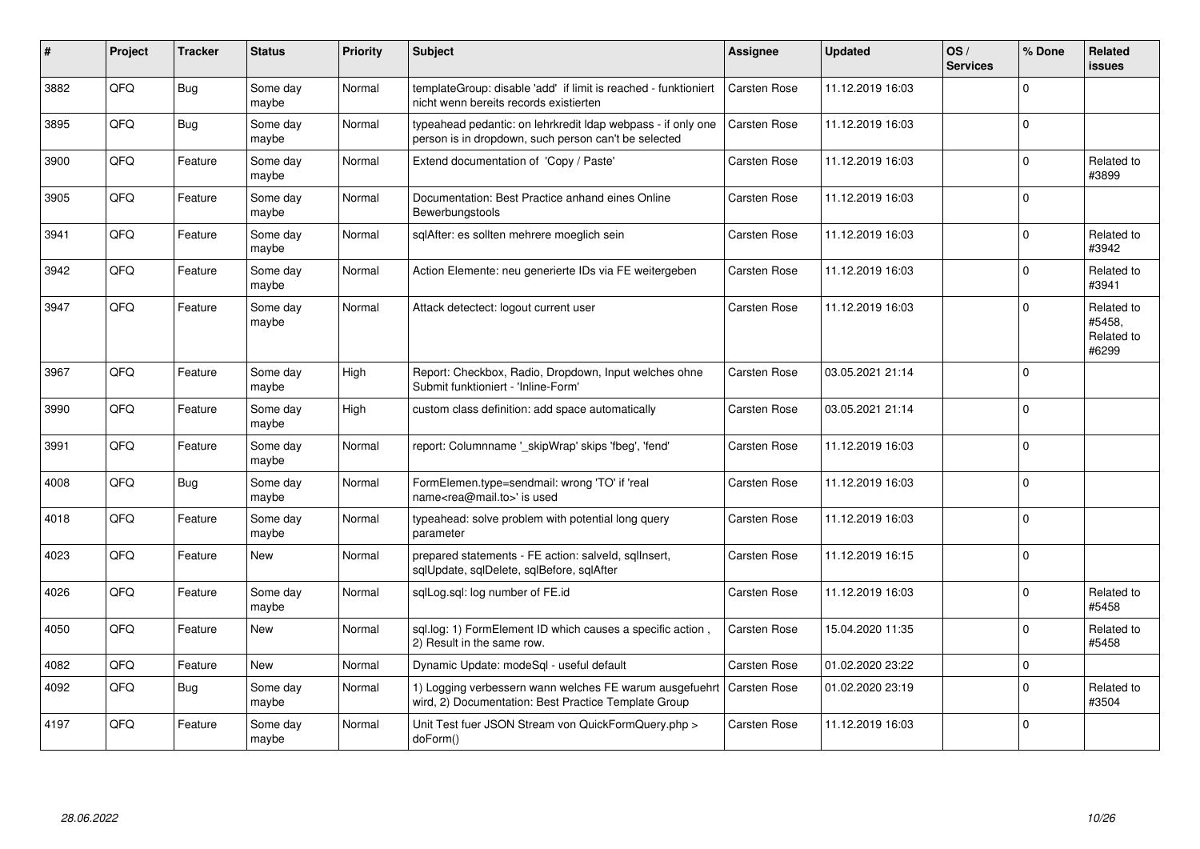| # | Project | Tracker | Status | Priority | Subject | Assignee | Updated | OS / Services | % Done | Related issues |
|---|---|---|---|---|---|---|---|---|---|---|
| 3882 | QFQ | Bug | Some day maybe | Normal | templateGroup: disable 'add' if limit is reached - funktioniert nicht wenn bereits records existierten | Carsten Rose | 11.12.2019 16:03 | | 0 | |
| 3895 | QFQ | Bug | Some day maybe | Normal | typeahead pedantic: on lehrkredit ldap webpass - if only one person is in dropdown, such person can't be selected | Carsten Rose | 11.12.2019 16:03 | | 0 | |
| 3900 | QFQ | Feature | Some day maybe | Normal | Extend documentation of 'Copy / Paste' | Carsten Rose | 11.12.2019 16:03 | | 0 | Related to #3899 |
| 3905 | QFQ | Feature | Some day maybe | Normal | Documentation: Best Practice anhand eines Online Bewerbungstools | Carsten Rose | 11.12.2019 16:03 | | 0 | |
| 3941 | QFQ | Feature | Some day maybe | Normal | sqlAfter: es sollten mehrere moeglich sein | Carsten Rose | 11.12.2019 16:03 | | 0 | Related to #3942 |
| 3942 | QFQ | Feature | Some day maybe | Normal | Action Elemente: neu generierte IDs via FE weitergeben | Carsten Rose | 11.12.2019 16:03 | | 0 | Related to #3941 |
| 3947 | QFQ | Feature | Some day maybe | Normal | Attack detectect: logout current user | Carsten Rose | 11.12.2019 16:03 | | 0 | Related to #5458, Related to #6299 |
| 3967 | QFQ | Feature | Some day maybe | High | Report: Checkbox, Radio, Dropdown, Input welches ohne Submit funktioniert - 'Inline-Form' | Carsten Rose | 03.05.2021 21:14 | | 0 | |
| 3990 | QFQ | Feature | Some day maybe | High | custom class definition: add space automatically | Carsten Rose | 03.05.2021 21:14 | | 0 | |
| 3991 | QFQ | Feature | Some day maybe | Normal | report: Columnname '_skipWrap' skips 'fbeg', 'fend' | Carsten Rose | 11.12.2019 16:03 | | 0 | |
| 4008 | QFQ | Bug | Some day maybe | Normal | FormElemen.type=sendmail: wrong 'TO' if 'real name<rea@mail.to>' is used | Carsten Rose | 11.12.2019 16:03 | | 0 | |
| 4018 | QFQ | Feature | Some day maybe | Normal | typeahead: solve problem with potential long query parameter | Carsten Rose | 11.12.2019 16:03 | | 0 | |
| 4023 | QFQ | Feature | New | Normal | prepared statements - FE action: salveId, sqlInsert, sqlUpdate, sqlDelete, sqlBefore, sqlAfter | Carsten Rose | 11.12.2019 16:15 | | 0 | |
| 4026 | QFQ | Feature | Some day maybe | Normal | sqlLog.sql: log number of FE.id | Carsten Rose | 11.12.2019 16:03 | | 0 | Related to #5458 |
| 4050 | QFQ | Feature | New | Normal | sql.log: 1) FormElement ID which causes a specific action , 2) Result in the same row. | Carsten Rose | 15.04.2020 11:35 | | 0 | Related to #5458 |
| 4082 | QFQ | Feature | New | Normal | Dynamic Update: modeSql - useful default | Carsten Rose | 01.02.2020 23:22 | | 0 | |
| 4092 | QFQ | Bug | Some day maybe | Normal | 1) Logging verbessern wann welches FE warum ausgefuehrt wird, 2) Documentation: Best Practice Template Group | Carsten Rose | 01.02.2020 23:19 | | 0 | Related to #3504 |
| 4197 | QFQ | Feature | Some day maybe | Normal | Unit Test fuer JSON Stream von QuickFormQuery.php > doForm() | Carsten Rose | 11.12.2019 16:03 | | 0 | |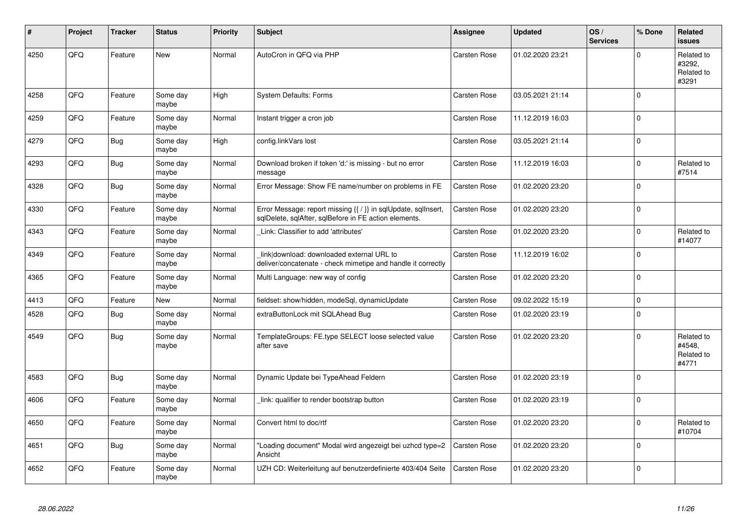| # | Project | Tracker | Status | Priority | Subject | Assignee | Updated | OS / Services | % Done | Related issues |
|---|---|---|---|---|---|---|---|---|---|---|
| 4250 | QFQ | Feature | New | Normal | AutoCron in QFQ via PHP | Carsten Rose | 01.02.2020 23:21 | | 0 | Related to #3292, Related to #3291 |
| 4258 | QFQ | Feature | Some day maybe | High | System Defaults: Forms | Carsten Rose | 03.05.2021 21:14 | | 0 | |
| 4259 | QFQ | Feature | Some day maybe | Normal | Instant trigger a cron job | Carsten Rose | 11.12.2019 16:03 | | 0 | |
| 4279 | QFQ | Bug | Some day maybe | High | config.linkVars lost | Carsten Rose | 03.05.2021 21:14 | | 0 | |
| 4293 | QFQ | Bug | Some day maybe | Normal | Download broken if token 'd:' is missing - but no error message | Carsten Rose | 11.12.2019 16:03 | | 0 | Related to #7514 |
| 4328 | QFQ | Bug | Some day maybe | Normal | Error Message: Show FE name/number on problems in FE | Carsten Rose | 01.02.2020 23:20 | | 0 | |
| 4330 | QFQ | Feature | Some day maybe | Normal | Error Message: report missing {{ / }} in sqlUpdate, sqlInsert, sqlDelete, sqlAfter, sqlBefore in FE action elements. | Carsten Rose | 01.02.2020 23:20 | | 0 | |
| 4343 | QFQ | Feature | Some day maybe | Normal | _Link: Classifier to add 'attributes' | Carsten Rose | 01.02.2020 23:20 | | 0 | Related to #14077 |
| 4349 | QFQ | Feature | Some day maybe | Normal | _link\|download: downloaded external URL to deliver/concatenate - check mimetipe and handle it correctly | Carsten Rose | 11.12.2019 16:02 | | 0 | |
| 4365 | QFQ | Feature | Some day maybe | Normal | Multi Language: new way of config | Carsten Rose | 01.02.2020 23:20 | | 0 | |
| 4413 | QFQ | Feature | New | Normal | fieldset: show/hidden, modeSql, dynamicUpdate | Carsten Rose | 09.02.2022 15:19 | | 0 | |
| 4528 | QFQ | Bug | Some day maybe | Normal | extraButtonLock mit SQLAhead Bug | Carsten Rose | 01.02.2020 23:19 | | 0 | |
| 4549 | QFQ | Bug | Some day maybe | Normal | TemplateGroups: FE.type SELECT loose selected value after save | Carsten Rose | 01.02.2020 23:20 | | 0 | Related to #4548, Related to #4771 |
| 4583 | QFQ | Bug | Some day maybe | Normal | Dynamic Update bei TypeAhead Feldern | Carsten Rose | 01.02.2020 23:19 | | 0 | |
| 4606 | QFQ | Feature | Some day maybe | Normal | _link: qualifier to render bootstrap button | Carsten Rose | 01.02.2020 23:19 | | 0 | |
| 4650 | QFQ | Feature | Some day maybe | Normal | Convert html to doc/rtf | Carsten Rose | 01.02.2020 23:20 | | 0 | Related to #10704 |
| 4651 | QFQ | Bug | Some day maybe | Normal | "Loading document" Modal wird angezeigt bei uzhcd type=2 Ansicht | Carsten Rose | 01.02.2020 23:20 | | 0 | |
| 4652 | QFQ | Feature | Some day maybe | Normal | UZH CD: Weiterleitung auf benutzerdefinierte 403/404 Seite | Carsten Rose | 01.02.2020 23:20 | | 0 | |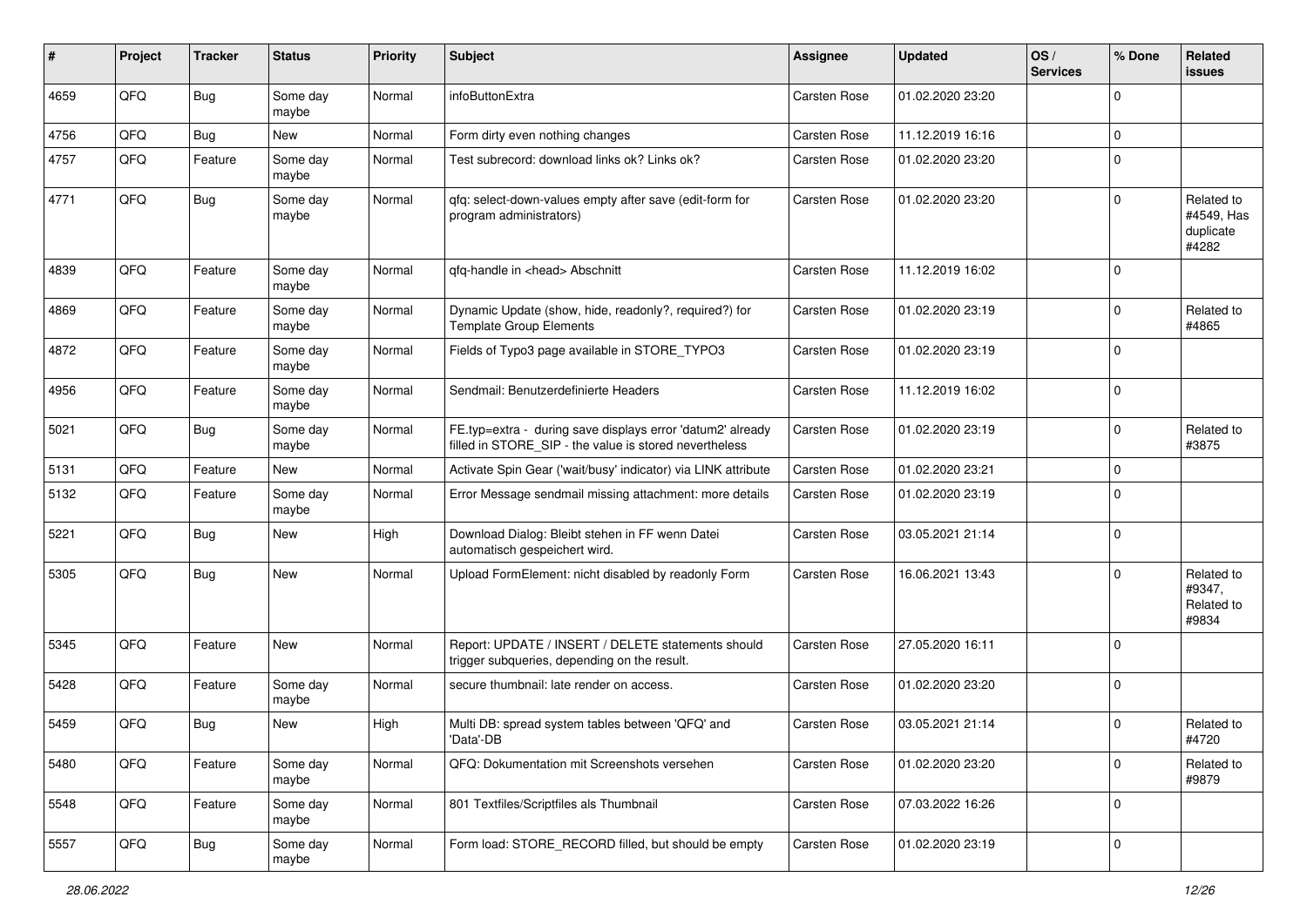| # | Project | Tracker | Status | Priority | Subject | Assignee | Updated | OS / Services | % Done | Related issues |
|---|---|---|---|---|---|---|---|---|---|---|
| 4659 | QFQ | Bug | Some day maybe | Normal | infoButtonExtra | Carsten Rose | 01.02.2020 23:20 | | 0 | |
| 4756 | QFQ | Bug | New | Normal | Form dirty even nothing changes | Carsten Rose | 11.12.2019 16:16 | | 0 | |
| 4757 | QFQ | Feature | Some day maybe | Normal | Test subrecord: download links ok? Links ok? | Carsten Rose | 01.02.2020 23:20 | | 0 | |
| 4771 | QFQ | Bug | Some day maybe | Normal | qfq: select-down-values empty after save (edit-form for program administrators) | Carsten Rose | 01.02.2020 23:20 | | 0 | Related to #4549, Has duplicate #4282 |
| 4839 | QFQ | Feature | Some day maybe | Normal | qfq-handle in <head> Abschnitt | Carsten Rose | 11.12.2019 16:02 | | 0 | |
| 4869 | QFQ | Feature | Some day maybe | Normal | Dynamic Update (show, hide, readonly?, required?) for Template Group Elements | Carsten Rose | 01.02.2020 23:19 | | 0 | Related to #4865 |
| 4872 | QFQ | Feature | Some day maybe | Normal | Fields of Typo3 page available in STORE_TYPO3 | Carsten Rose | 01.02.2020 23:19 | | 0 | |
| 4956 | QFQ | Feature | Some day maybe | Normal | Sendmail: Benutzerdefinierte Headers | Carsten Rose | 11.12.2019 16:02 | | 0 | |
| 5021 | QFQ | Bug | Some day maybe | Normal | FE.typ=extra - during save displays error 'datum2' already filled in STORE_SIP - the value is stored nevertheless | Carsten Rose | 01.02.2020 23:19 | | 0 | Related to #3875 |
| 5131 | QFQ | Feature | New | Normal | Activate Spin Gear ('wait/busy' indicator) via LINK attribute | Carsten Rose | 01.02.2020 23:21 | | 0 | |
| 5132 | QFQ | Feature | Some day maybe | Normal | Error Message sendmail missing attachment: more details | Carsten Rose | 01.02.2020 23:19 | | 0 | |
| 5221 | QFQ | Bug | New | High | Download Dialog: Bleibt stehen in FF wenn Datei automatisch gespeichert wird. | Carsten Rose | 03.05.2021 21:14 | | 0 | |
| 5305 | QFQ | Bug | New | Normal | Upload FormElement: nicht disabled by readonly Form | Carsten Rose | 16.06.2021 13:43 | | 0 | Related to #9347, Related to #9834 |
| 5345 | QFQ | Feature | New | Normal | Report: UPDATE / INSERT / DELETE statements should trigger subqueries, depending on the result. | Carsten Rose | 27.05.2020 16:11 | | 0 | |
| 5428 | QFQ | Feature | Some day maybe | Normal | secure thumbnail: late render on access. | Carsten Rose | 01.02.2020 23:20 | | 0 | |
| 5459 | QFQ | Bug | New | High | Multi DB: spread system tables between 'QFQ' and 'Data'-DB | Carsten Rose | 03.05.2021 21:14 | | 0 | Related to #4720 |
| 5480 | QFQ | Feature | Some day maybe | Normal | QFQ: Dokumentation mit Screenshots versehen | Carsten Rose | 01.02.2020 23:20 | | 0 | Related to #9879 |
| 5548 | QFQ | Feature | Some day maybe | Normal | 801 Textfiles/Scriptfiles als Thumbnail | Carsten Rose | 07.03.2022 16:26 | | 0 | |
| 5557 | QFQ | Bug | Some day maybe | Normal | Form load: STORE_RECORD filled, but should be empty | Carsten Rose | 01.02.2020 23:19 | | 0 | |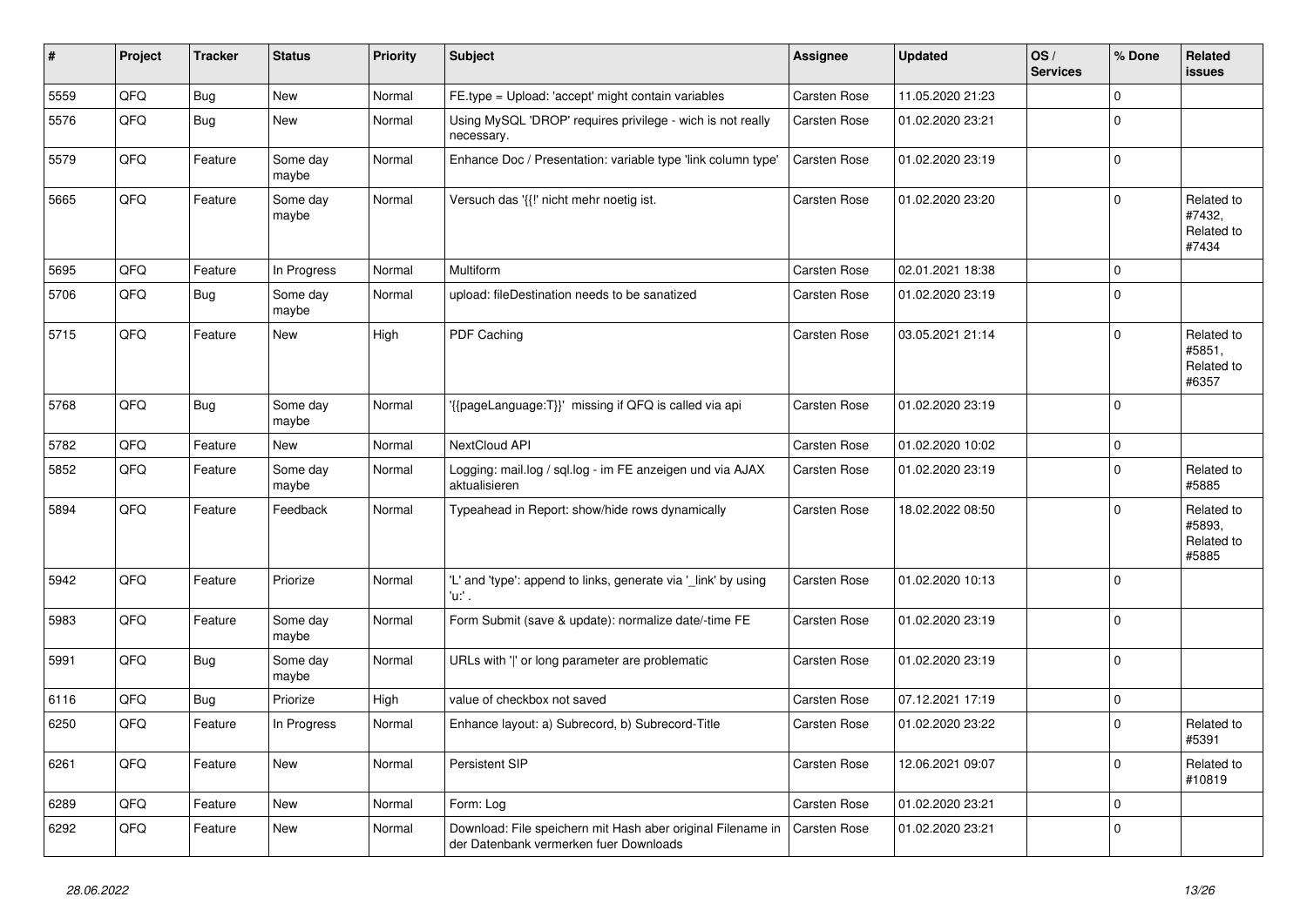| # | Project | Tracker | Status | Priority | Subject | Assignee | Updated | OS / Services | % Done | Related issues |
|---|---|---|---|---|---|---|---|---|---|---|
| 5559 | QFQ | Bug | New | Normal | FE.type = Upload: 'accept' might contain variables | Carsten Rose | 11.05.2020 21:23 | | 0 | |
| 5576 | QFQ | Bug | New | Normal | Using MySQL 'DROP' requires privilege - wich is not really necessary. | Carsten Rose | 01.02.2020 23:21 | | 0 | |
| 5579 | QFQ | Feature | Some day maybe | Normal | Enhance Doc / Presentation: variable type 'link column type' | Carsten Rose | 01.02.2020 23:19 | | 0 | |
| 5665 | QFQ | Feature | Some day maybe | Normal | Versuch das '{{!' nicht mehr noetig ist. | Carsten Rose | 01.02.2020 23:20 | | 0 | Related to #7432, Related to #7434 |
| 5695 | QFQ | Feature | In Progress | Normal | Multiform | Carsten Rose | 02.01.2021 18:38 | | 0 | |
| 5706 | QFQ | Bug | Some day maybe | Normal | upload: fileDestination needs to be sanatized | Carsten Rose | 01.02.2020 23:19 | | 0 | |
| 5715 | QFQ | Feature | New | High | PDF Caching | Carsten Rose | 03.05.2021 21:14 | | 0 | Related to #5851, Related to #6357 |
| 5768 | QFQ | Bug | Some day maybe | Normal | '{{pageLanguage:T}}' missing if QFQ is called via api | Carsten Rose | 01.02.2020 23:19 | | 0 | |
| 5782 | QFQ | Feature | New | Normal | NextCloud API | Carsten Rose | 01.02.2020 10:02 | | 0 | |
| 5852 | QFQ | Feature | Some day maybe | Normal | Logging: mail.log / sql.log - im FE anzeigen und via AJAX aktualisieren | Carsten Rose | 01.02.2020 23:19 | | 0 | Related to #5885 |
| 5894 | QFQ | Feature | Feedback | Normal | Typeahead in Report: show/hide rows dynamically | Carsten Rose | 18.02.2022 08:50 | | 0 | Related to #5893, Related to #5885 |
| 5942 | QFQ | Feature | Priorize | Normal | 'L' and 'type': append to links, generate via '_link' by using 'u:' . | Carsten Rose | 01.02.2020 10:13 | | 0 | |
| 5983 | QFQ | Feature | Some day maybe | Normal | Form Submit (save & update): normalize date/-time FE | Carsten Rose | 01.02.2020 23:19 | | 0 | |
| 5991 | QFQ | Bug | Some day maybe | Normal | URLs with '|' or long parameter are problematic | Carsten Rose | 01.02.2020 23:19 | | 0 | |
| 6116 | QFQ | Bug | Priorize | High | value of checkbox not saved | Carsten Rose | 07.12.2021 17:19 | | 0 | |
| 6250 | QFQ | Feature | In Progress | Normal | Enhance layout: a) Subrecord, b) Subrecord-Title | Carsten Rose | 01.02.2020 23:22 | | 0 | Related to #5391 |
| 6261 | QFQ | Feature | New | Normal | Persistent SIP | Carsten Rose | 12.06.2021 09:07 | | 0 | Related to #10819 |
| 6289 | QFQ | Feature | New | Normal | Form: Log | Carsten Rose | 01.02.2020 23:21 | | 0 | |
| 6292 | QFQ | Feature | New | Normal | Download: File speichern mit Hash aber original Filename in der Datenbank vermerken fuer Downloads | Carsten Rose | 01.02.2020 23:21 | | 0 | |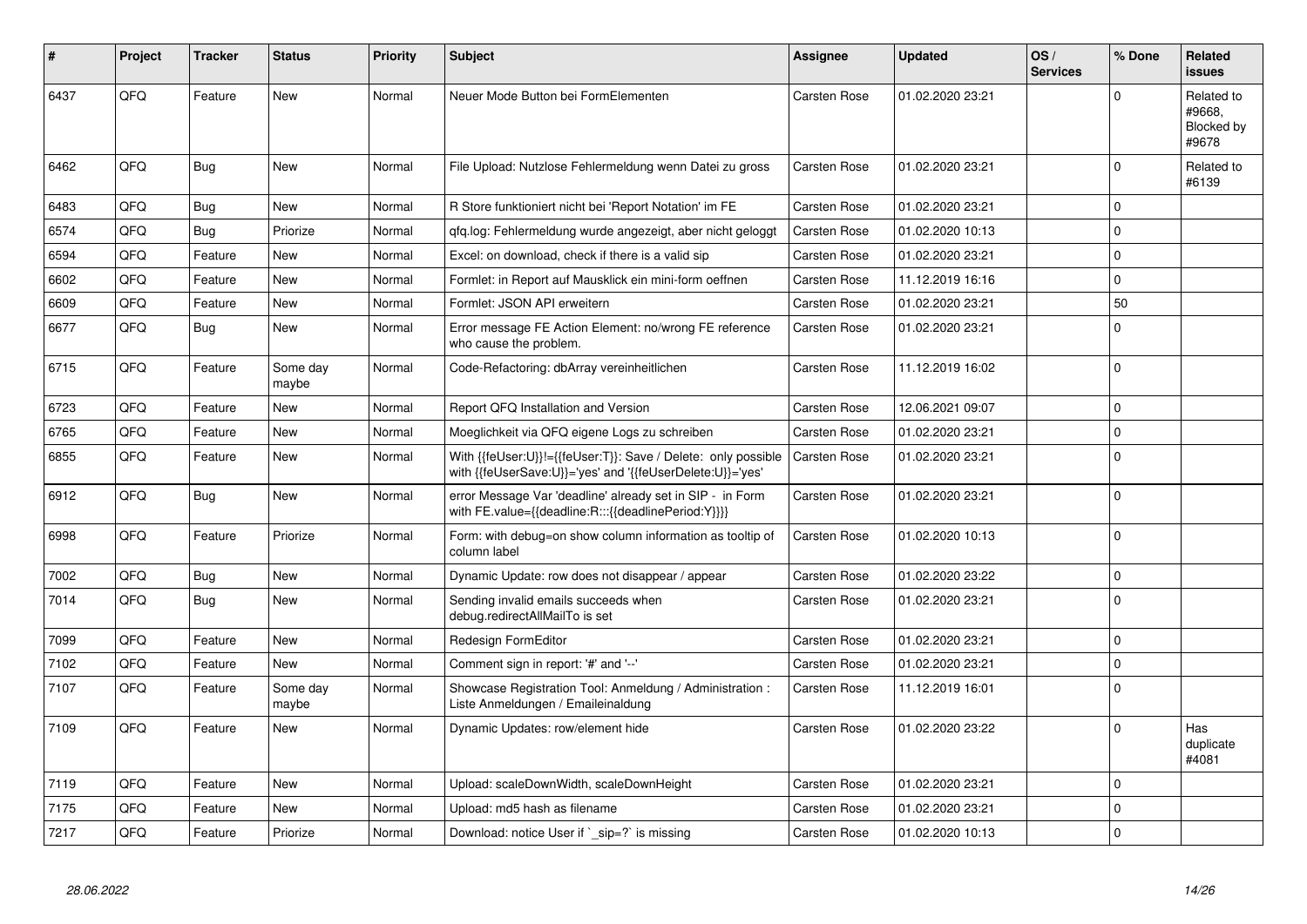| # | Project | Tracker | Status | Priority | Subject | Assignee | Updated | OS / Services | % Done | Related issues |
|---|---|---|---|---|---|---|---|---|---|---|
| 6437 | QFQ | Feature | New | Normal | Neuer Mode Button bei FormElementen | Carsten Rose | 01.02.2020 23:21 | | 0 | Related to #9668, Blocked by #9678 |
| 6462 | QFQ | Bug | New | Normal | File Upload: Nutzlose Fehlermeldung wenn Datei zu gross | Carsten Rose | 01.02.2020 23:21 | | 0 | Related to #6139 |
| 6483 | QFQ | Bug | New | Normal | R Store funktioniert nicht bei 'Report Notation' im FE | Carsten Rose | 01.02.2020 23:21 | | 0 | |
| 6574 | QFQ | Bug | Priorize | Normal | qfq.log: Fehlermeldung wurde angezeigt, aber nicht geloggt | Carsten Rose | 01.02.2020 10:13 | | 0 | |
| 6594 | QFQ | Feature | New | Normal | Excel: on download, check if there is a valid sip | Carsten Rose | 01.02.2020 23:21 | | 0 | |
| 6602 | QFQ | Feature | New | Normal | Formlet: in Report auf Mausklick ein mini-form oeffnen | Carsten Rose | 11.12.2019 16:16 | | 0 | |
| 6609 | QFQ | Feature | New | Normal | Formlet: JSON API erweitern | Carsten Rose | 01.02.2020 23:21 | | 50 | |
| 6677 | QFQ | Bug | New | Normal | Error message FE Action Element: no/wrong FE reference who cause the problem. | Carsten Rose | 01.02.2020 23:21 | | 0 | |
| 6715 | QFQ | Feature | Some day maybe | Normal | Code-Refactoring: dbArray vereinheitlichen | Carsten Rose | 11.12.2019 16:02 | | 0 | |
| 6723 | QFQ | Feature | New | Normal | Report QFQ Installation and Version | Carsten Rose | 12.06.2021 09:07 | | 0 | |
| 6765 | QFQ | Feature | New | Normal | Moeglichkeit via QFQ eigene Logs zu schreiben | Carsten Rose | 01.02.2020 23:21 | | 0 | |
| 6855 | QFQ | Feature | New | Normal | With {{feUser:U}}!={{feUser:T}}: Save / Delete: only possible with {{feUserSave:U}}='yes' and '{{feUserDelete:U}}='yes' | Carsten Rose | 01.02.2020 23:21 | | 0 | |
| 6912 | QFQ | Bug | New | Normal | error Message Var 'deadline' already set in SIP - in Form with FE.value={{deadline:R:::{{deadlinePeriod:Y}}}} | Carsten Rose | 01.02.2020 23:21 | | 0 | |
| 6998 | QFQ | Feature | Priorize | Normal | Form: with debug=on show column information as tooltip of column label | Carsten Rose | 01.02.2020 10:13 | | 0 | |
| 7002 | QFQ | Bug | New | Normal | Dynamic Update: row does not disappear / appear | Carsten Rose | 01.02.2020 23:22 | | 0 | |
| 7014 | QFQ | Bug | New | Normal | Sending invalid emails succeeds when debug.redirectAllMailTo is set | Carsten Rose | 01.02.2020 23:21 | | 0 | |
| 7099 | QFQ | Feature | New | Normal | Redesign FormEditor | Carsten Rose | 01.02.2020 23:21 | | 0 | |
| 7102 | QFQ | Feature | New | Normal | Comment sign in report: '#' and '--' | Carsten Rose | 01.02.2020 23:21 | | 0 | |
| 7107 | QFQ | Feature | Some day maybe | Normal | Showcase Registration Tool: Anmeldung / Administration : Liste Anmeldungen / Emaileinaldung | Carsten Rose | 11.12.2019 16:01 | | 0 | |
| 7109 | QFQ | Feature | New | Normal | Dynamic Updates: row/element hide | Carsten Rose | 01.02.2020 23:22 | | 0 | Has duplicate #4081 |
| 7119 | QFQ | Feature | New | Normal | Upload: scaleDownWidth, scaleDownHeight | Carsten Rose | 01.02.2020 23:21 | | 0 | |
| 7175 | QFQ | Feature | New | Normal | Upload: md5 hash as filename | Carsten Rose | 01.02.2020 23:21 | | 0 | |
| 7217 | QFQ | Feature | Priorize | Normal | Download: notice User if `_sip=?` is missing | Carsten Rose | 01.02.2020 10:13 | | 0 | |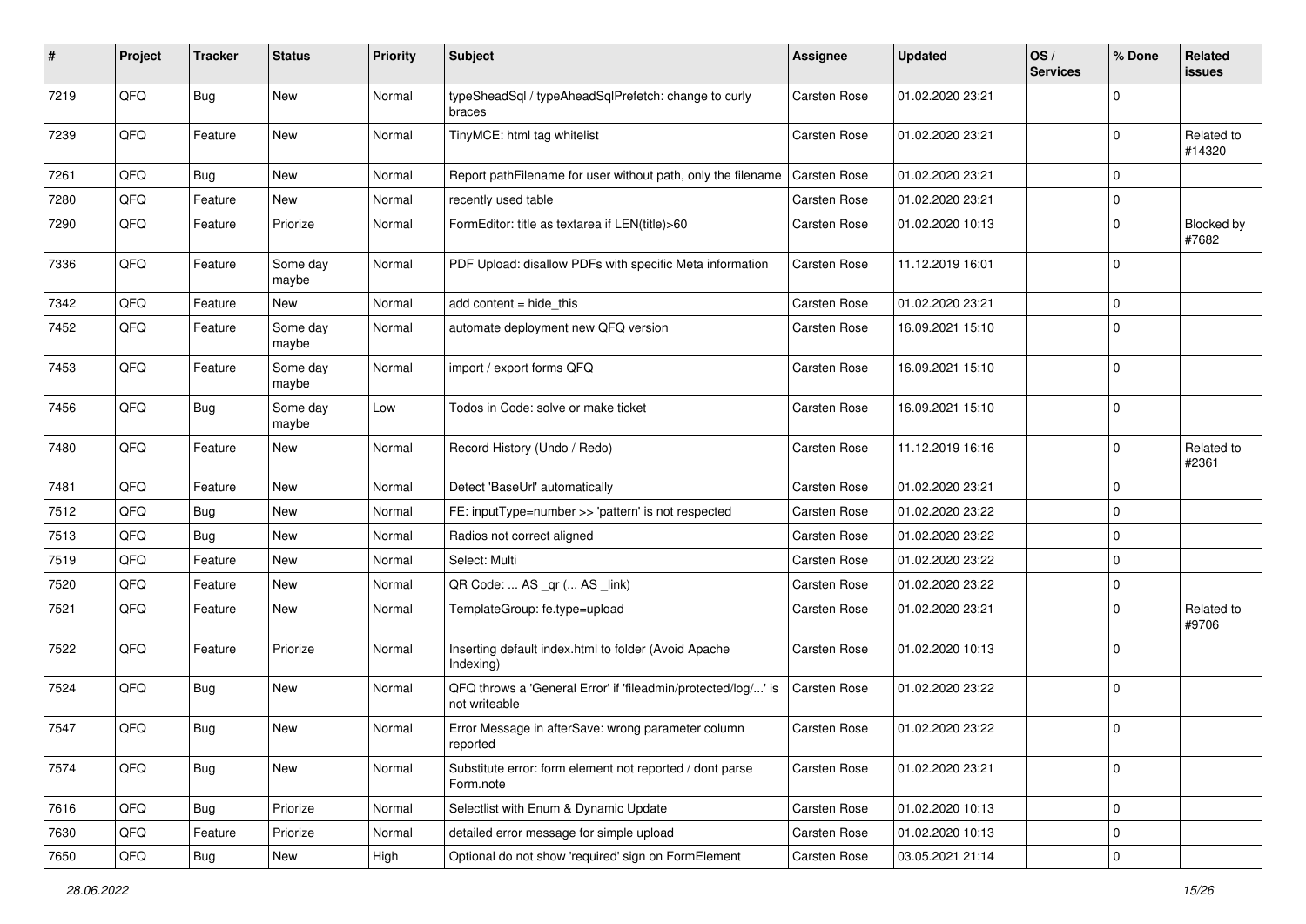| # | Project | Tracker | Status | Priority | Subject | Assignee | Updated | OS / Services | % Done | Related issues |
|---|---|---|---|---|---|---|---|---|---|---|
| 7219 | QFQ | Bug | New | Normal | typeSheadSql / typeAheadSqlPrefetch: change to curly braces | Carsten Rose | 01.02.2020 23:21 | | 0 | |
| 7239 | QFQ | Feature | New | Normal | TinyMCE: html tag whitelist | Carsten Rose | 01.02.2020 23:21 | | 0 | Related to #14320 |
| 7261 | QFQ | Bug | New | Normal | Report pathFilename for user without path, only the filename | Carsten Rose | 01.02.2020 23:21 | | 0 | |
| 7280 | QFQ | Feature | New | Normal | recently used table | Carsten Rose | 01.02.2020 23:21 | | 0 | |
| 7290 | QFQ | Feature | Priorize | Normal | FormEditor: title as textarea if LEN(title)>60 | Carsten Rose | 01.02.2020 10:13 | | 0 | Blocked by #7682 |
| 7336 | QFQ | Feature | Some day maybe | Normal | PDF Upload: disallow PDFs with specific Meta information | Carsten Rose | 11.12.2019 16:01 | | 0 | |
| 7342 | QFQ | Feature | New | Normal | add content = hide_this | Carsten Rose | 01.02.2020 23:21 | | 0 | |
| 7452 | QFQ | Feature | Some day maybe | Normal | automate deployment new QFQ version | Carsten Rose | 16.09.2021 15:10 | | 0 | |
| 7453 | QFQ | Feature | Some day maybe | Normal | import / export forms QFQ | Carsten Rose | 16.09.2021 15:10 | | 0 | |
| 7456 | QFQ | Bug | Some day maybe | Low | Todos in Code: solve or make ticket | Carsten Rose | 16.09.2021 15:10 | | 0 | |
| 7480 | QFQ | Feature | New | Normal | Record History (Undo / Redo) | Carsten Rose | 11.12.2019 16:16 | | 0 | Related to #2361 |
| 7481 | QFQ | Feature | New | Normal | Detect 'BaseUrl' automatically | Carsten Rose | 01.02.2020 23:21 | | 0 | |
| 7512 | QFQ | Bug | New | Normal | FE: inputType=number >> 'pattern' is not respected | Carsten Rose | 01.02.2020 23:22 | | 0 | |
| 7513 | QFQ | Bug | New | Normal | Radios not correct aligned | Carsten Rose | 01.02.2020 23:22 | | 0 | |
| 7519 | QFQ | Feature | New | Normal | Select: Multi | Carsten Rose | 01.02.2020 23:22 | | 0 | |
| 7520 | QFQ | Feature | New | Normal | QR Code: ... AS _qr (... AS _link) | Carsten Rose | 01.02.2020 23:22 | | 0 | |
| 7521 | QFQ | Feature | New | Normal | TemplateGroup: fe.type=upload | Carsten Rose | 01.02.2020 23:21 | | 0 | Related to #9706 |
| 7522 | QFQ | Feature | Priorize | Normal | Inserting default index.html to folder (Avoid Apache Indexing) | Carsten Rose | 01.02.2020 10:13 | | 0 | |
| 7524 | QFQ | Bug | New | Normal | QFQ throws a 'General Error' if 'fileadmin/protected/log/...' is not writeable | Carsten Rose | 01.02.2020 23:22 | | 0 | |
| 7547 | QFQ | Bug | New | Normal | Error Message in afterSave: wrong parameter column reported | Carsten Rose | 01.02.2020 23:22 | | 0 | |
| 7574 | QFQ | Bug | New | Normal | Substitute error: form element not reported / dont parse Form.note | Carsten Rose | 01.02.2020 23:21 | | 0 | |
| 7616 | QFQ | Bug | Priorize | Normal | Selectlist with Enum & Dynamic Update | Carsten Rose | 01.02.2020 10:13 | | 0 | |
| 7630 | QFQ | Feature | Priorize | Normal | detailed error message for simple upload | Carsten Rose | 01.02.2020 10:13 | | 0 | |
| 7650 | QFQ | Bug | New | High | Optional do not show 'required' sign on FormElement | Carsten Rose | 03.05.2021 21:14 | | 0 | |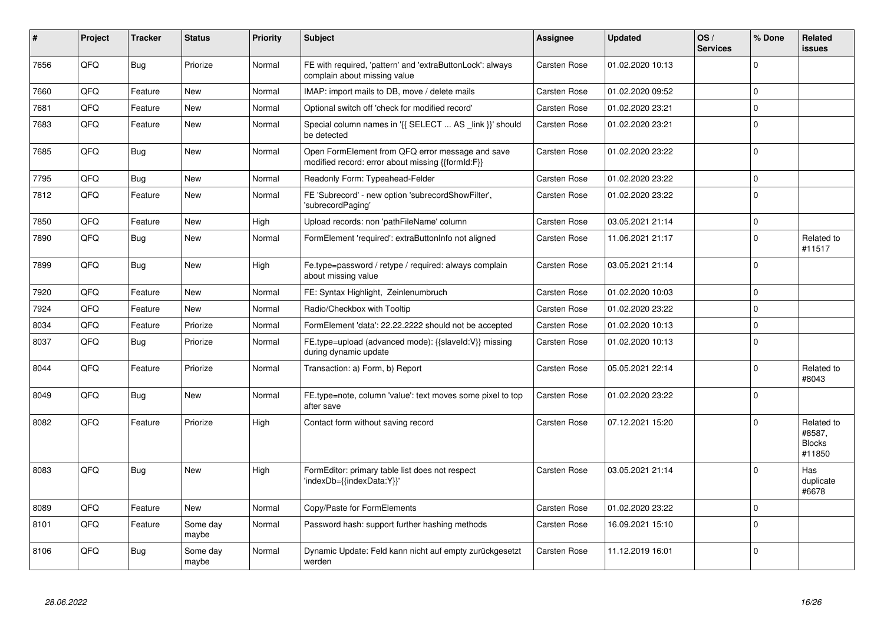| # | Project | Tracker | Status | Priority | Subject | Assignee | Updated | OS / Services | % Done | Related issues |
|---|---|---|---|---|---|---|---|---|---|---|
| 7656 | QFQ | Bug | Priorize | Normal | FE with required, 'pattern' and 'extraButtonLock': always complain about missing value | Carsten Rose | 01.02.2020 10:13 | | 0 | |
| 7660 | QFQ | Feature | New | Normal | IMAP: import mails to DB, move / delete mails | Carsten Rose | 01.02.2020 09:52 | | 0 | |
| 7681 | QFQ | Feature | New | Normal | Optional switch off 'check for modified record' | Carsten Rose | 01.02.2020 23:21 | | 0 | |
| 7683 | QFQ | Feature | New | Normal | Special column names in '{{ SELECT ... AS _link }}' should be detected | Carsten Rose | 01.02.2020 23:21 | | 0 | |
| 7685 | QFQ | Bug | New | Normal | Open FormElement from QFQ error message and save modified record: error about missing {{formId:F}} | Carsten Rose | 01.02.2020 23:22 | | 0 | |
| 7795 | QFQ | Bug | New | Normal | Readonly Form: Typeahead-Felder | Carsten Rose | 01.02.2020 23:22 | | 0 | |
| 7812 | QFQ | Feature | New | Normal | FE 'Subrecord' - new option 'subrecordShowFilter', 'subrecordPaging' | Carsten Rose | 01.02.2020 23:22 | | 0 | |
| 7850 | QFQ | Feature | New | High | Upload records: non 'pathFileName' column | Carsten Rose | 03.05.2021 21:14 | | 0 | |
| 7890 | QFQ | Bug | New | Normal | FormElement 'required': extraButtonInfo not aligned | Carsten Rose | 11.06.2021 21:17 | | 0 | Related to #11517 |
| 7899 | QFQ | Bug | New | High | Fe.type=password / retype / required: always complain about missing value | Carsten Rose | 03.05.2021 21:14 | | 0 | |
| 7920 | QFQ | Feature | New | Normal | FE: Syntax Highlight, Zeilenumbruch | Carsten Rose | 01.02.2020 10:03 | | 0 | |
| 7924 | QFQ | Feature | New | Normal | Radio/Checkbox with Tooltip | Carsten Rose | 01.02.2020 23:22 | | 0 | |
| 8034 | QFQ | Feature | Priorize | Normal | FormElement 'data': 22.22.2222 should not be accepted | Carsten Rose | 01.02.2020 10:13 | | 0 | |
| 8037 | QFQ | Bug | Priorize | Normal | FE.type=upload (advanced mode): {{slaveId:V}} missing during dynamic update | Carsten Rose | 01.02.2020 10:13 | | 0 | |
| 8044 | QFQ | Feature | Priorize | Normal | Transaction: a) Form, b) Report | Carsten Rose | 05.05.2021 22:14 | | 0 | Related to #8043 |
| 8049 | QFQ | Bug | New | Normal | FE.type=note, column 'value': text moves some pixel to top after save | Carsten Rose | 01.02.2020 23:22 | | 0 | |
| 8082 | QFQ | Feature | Priorize | High | Contact form without saving record | Carsten Rose | 07.12.2021 15:20 | | 0 | Related to #8587, Blocks #11850 |
| 8083 | QFQ | Bug | New | High | FormEditor: primary table list does not respect 'indexDb={{indexData:Y}}' | Carsten Rose | 03.05.2021 21:14 | | 0 | Has duplicate #6678 |
| 8089 | QFQ | Feature | New | Normal | Copy/Paste for FormElements | Carsten Rose | 01.02.2020 23:22 | | 0 | |
| 8101 | QFQ | Feature | Some day maybe | Normal | Password hash: support further hashing methods | Carsten Rose | 16.09.2021 15:10 | | 0 | |
| 8106 | QFQ | Bug | Some day maybe | Normal | Dynamic Update: Feld kann nicht auf empty zurückgesetzt werden | Carsten Rose | 11.12.2019 16:01 | | 0 | |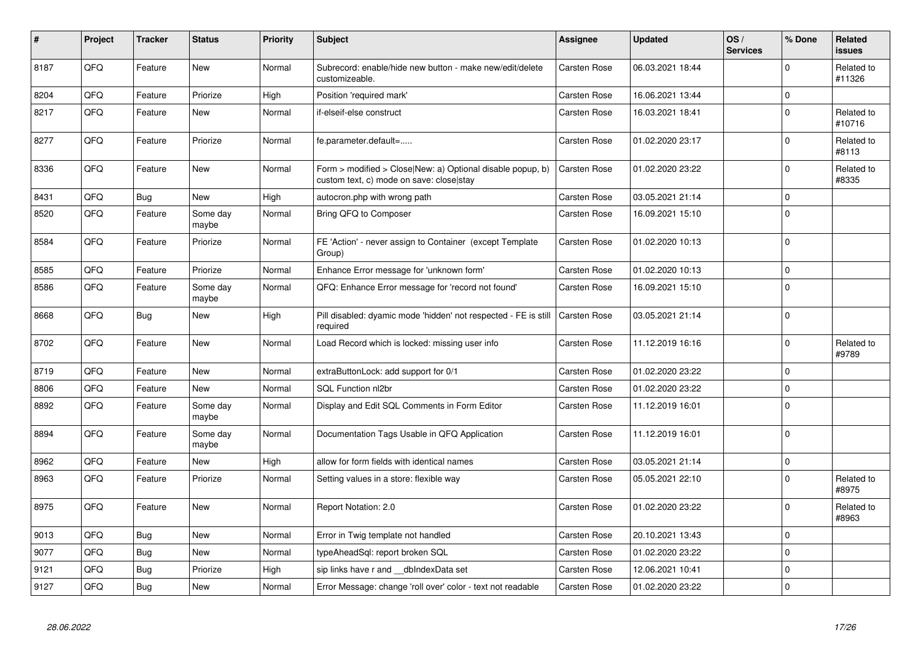| # | Project | Tracker | Status | Priority | Subject | Assignee | Updated | OS / Services | % Done | Related issues |
|---|---|---|---|---|---|---|---|---|---|---|
| 8187 | QFQ | Feature | New | Normal | Subrecord: enable/hide new button - make new/edit/delete customizeable. | Carsten Rose | 06.03.2021 18:44 | | 0 | Related to #11326 |
| 8204 | QFQ | Feature | Priorize | High | Position 'required mark' | Carsten Rose | 16.06.2021 13:44 | | 0 | |
| 8217 | QFQ | Feature | New | Normal | if-elseif-else construct | Carsten Rose | 16.03.2021 18:41 | | 0 | Related to #10716 |
| 8277 | QFQ | Feature | Priorize | Normal | fe.parameter.default=..... | Carsten Rose | 01.02.2020 23:17 | | 0 | Related to #8113 |
| 8336 | QFQ | Feature | New | Normal | Form > modified > Close\|New: a) Optional disable popup, b) custom text, c) mode on save: close\|stay | Carsten Rose | 01.02.2020 23:22 | | 0 | Related to #8335 |
| 8431 | QFQ | Bug | New | High | autocron.php with wrong path | Carsten Rose | 03.05.2021 21:14 | | 0 | |
| 8520 | QFQ | Feature | Some day maybe | Normal | Bring QFQ to Composer | Carsten Rose | 16.09.2021 15:10 | | 0 | |
| 8584 | QFQ | Feature | Priorize | Normal | FE 'Action' - never assign to Container (except Template Group) | Carsten Rose | 01.02.2020 10:13 | | 0 | |
| 8585 | QFQ | Feature | Priorize | Normal | Enhance Error message for 'unknown form' | Carsten Rose | 01.02.2020 10:13 | | 0 | |
| 8586 | QFQ | Feature | Some day maybe | Normal | QFQ: Enhance Error message for 'record not found' | Carsten Rose | 16.09.2021 15:10 | | 0 | |
| 8668 | QFQ | Bug | New | High | Pill disabled: dyamic mode 'hidden' not respected - FE is still required | Carsten Rose | 03.05.2021 21:14 | | 0 | |
| 8702 | QFQ | Feature | New | Normal | Load Record which is locked: missing user info | Carsten Rose | 11.12.2019 16:16 | | 0 | Related to #9789 |
| 8719 | QFQ | Feature | New | Normal | extraButtonLock: add support for 0/1 | Carsten Rose | 01.02.2020 23:22 | | 0 | |
| 8806 | QFQ | Feature | New | Normal | SQL Function nl2br | Carsten Rose | 01.02.2020 23:22 | | 0 | |
| 8892 | QFQ | Feature | Some day maybe | Normal | Display and Edit SQL Comments in Form Editor | Carsten Rose | 11.12.2019 16:01 | | 0 | |
| 8894 | QFQ | Feature | Some day maybe | Normal | Documentation Tags Usable in QFQ Application | Carsten Rose | 11.12.2019 16:01 | | 0 | |
| 8962 | QFQ | Feature | New | High | allow for form fields with identical names | Carsten Rose | 03.05.2021 21:14 | | 0 | |
| 8963 | QFQ | Feature | Priorize | Normal | Setting values in a store: flexible way | Carsten Rose | 05.05.2021 22:10 | | 0 | Related to #8975 |
| 8975 | QFQ | Feature | New | Normal | Report Notation: 2.0 | Carsten Rose | 01.02.2020 23:22 | | 0 | Related to #8963 |
| 9013 | QFQ | Bug | New | Normal | Error in Twig template not handled | Carsten Rose | 20.10.2021 13:43 | | 0 | |
| 9077 | QFQ | Bug | New | Normal | typeAheadSql: report broken SQL | Carsten Rose | 01.02.2020 23:22 | | 0 | |
| 9121 | QFQ | Bug | Priorize | High | sip links have r and __dbIndexData set | Carsten Rose | 12.06.2021 10:41 | | 0 | |
| 9127 | QFQ | Bug | New | Normal | Error Message: change 'roll over' color - text not readable | Carsten Rose | 01.02.2020 23:22 | | 0 | |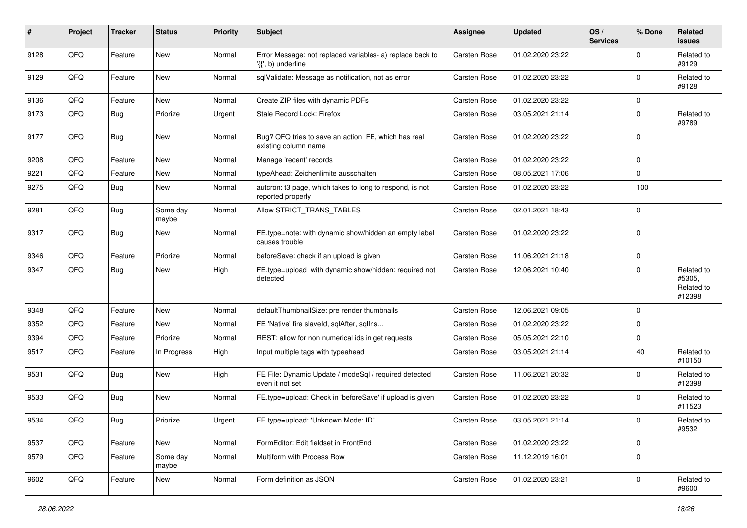| # | Project | Tracker | Status | Priority | Subject | Assignee | Updated | OS / Services | % Done | Related issues |
|---|---|---|---|---|---|---|---|---|---|---|
| 9128 | QFQ | Feature | New | Normal | Error Message: not replaced variables- a) replace back to '{{', b) underline | Carsten Rose | 01.02.2020 23:22 | | 0 | Related to #9129 |
| 9129 | QFQ | Feature | New | Normal | sqlValidate: Message as notification, not as error | Carsten Rose | 01.02.2020 23:22 | | 0 | Related to #9128 |
| 9136 | QFQ | Feature | New | Normal | Create ZIP files with dynamic PDFs | Carsten Rose | 01.02.2020 23:22 | | 0 | |
| 9173 | QFQ | Bug | Priorize | Urgent | Stale Record Lock: Firefox | Carsten Rose | 03.05.2021 21:14 | | 0 | Related to #9789 |
| 9177 | QFQ | Bug | New | Normal | Bug? QFQ tries to save an action FE, which has real existing column name | Carsten Rose | 01.02.2020 23:22 | | 0 | |
| 9208 | QFQ | Feature | New | Normal | Manage 'recent' records | Carsten Rose | 01.02.2020 23:22 | | 0 | |
| 9221 | QFQ | Feature | New | Normal | typeAhead: Zeichenlimite ausschalten | Carsten Rose | 08.05.2021 17:06 | | 0 | |
| 9275 | QFQ | Bug | New | Normal | autcron: t3 page, which takes to long to respond, is not reported properly | Carsten Rose | 01.02.2020 23:22 | | 100 | |
| 9281 | QFQ | Bug | Some day maybe | Normal | Allow STRICT_TRANS_TABLES | Carsten Rose | 02.01.2021 18:43 | | 0 | |
| 9317 | QFQ | Bug | New | Normal | FE.type=note: with dynamic show/hidden an empty label causes trouble | Carsten Rose | 01.02.2020 23:22 | | 0 | |
| 9346 | QFQ | Feature | Priorize | Normal | beforeSave: check if an upload is given | Carsten Rose | 11.06.2021 21:18 | | 0 | |
| 9347 | QFQ | Bug | New | High | FE.type=upload with dynamic show/hidden: required not detected | Carsten Rose | 12.06.2021 10:40 | | 0 | Related to #5305, Related to #12398 |
| 9348 | QFQ | Feature | New | Normal | defaultThumbnailSize: pre render thumbnails | Carsten Rose | 12.06.2021 09:05 | | 0 | |
| 9352 | QFQ | Feature | New | Normal | FE 'Native' fire slaveId, sqlAfter, sqlIns... | Carsten Rose | 01.02.2020 23:22 | | 0 | |
| 9394 | QFQ | Feature | Priorize | Normal | REST: allow for non numerical ids in get requests | Carsten Rose | 05.05.2021 22:10 | | 0 | |
| 9517 | QFQ | Feature | In Progress | High | Input multiple tags with typeahead | Carsten Rose | 03.05.2021 21:14 | | 40 | Related to #10150 |
| 9531 | QFQ | Bug | New | High | FE File: Dynamic Update / modeSql / required detected even it not set | Carsten Rose | 11.06.2021 20:32 | | 0 | Related to #12398 |
| 9533 | QFQ | Bug | New | Normal | FE.type=upload: Check in 'beforeSave' if upload is given | Carsten Rose | 01.02.2020 23:22 | | 0 | Related to #11523 |
| 9534 | QFQ | Bug | Priorize | Urgent | FE.type=upload: 'Unknown Mode: ID" | Carsten Rose | 03.05.2021 21:14 | | 0 | Related to #9532 |
| 9537 | QFQ | Feature | New | Normal | FormEditor: Edit fieldset in FrontEnd | Carsten Rose | 01.02.2020 23:22 | | 0 | |
| 9579 | QFQ | Feature | Some day maybe | Normal | Multiform with Process Row | Carsten Rose | 11.12.2019 16:01 | | 0 | |
| 9602 | QFQ | Feature | New | Normal | Form definition as JSON | Carsten Rose | 01.02.2020 23:21 | | 0 | Related to #9600 |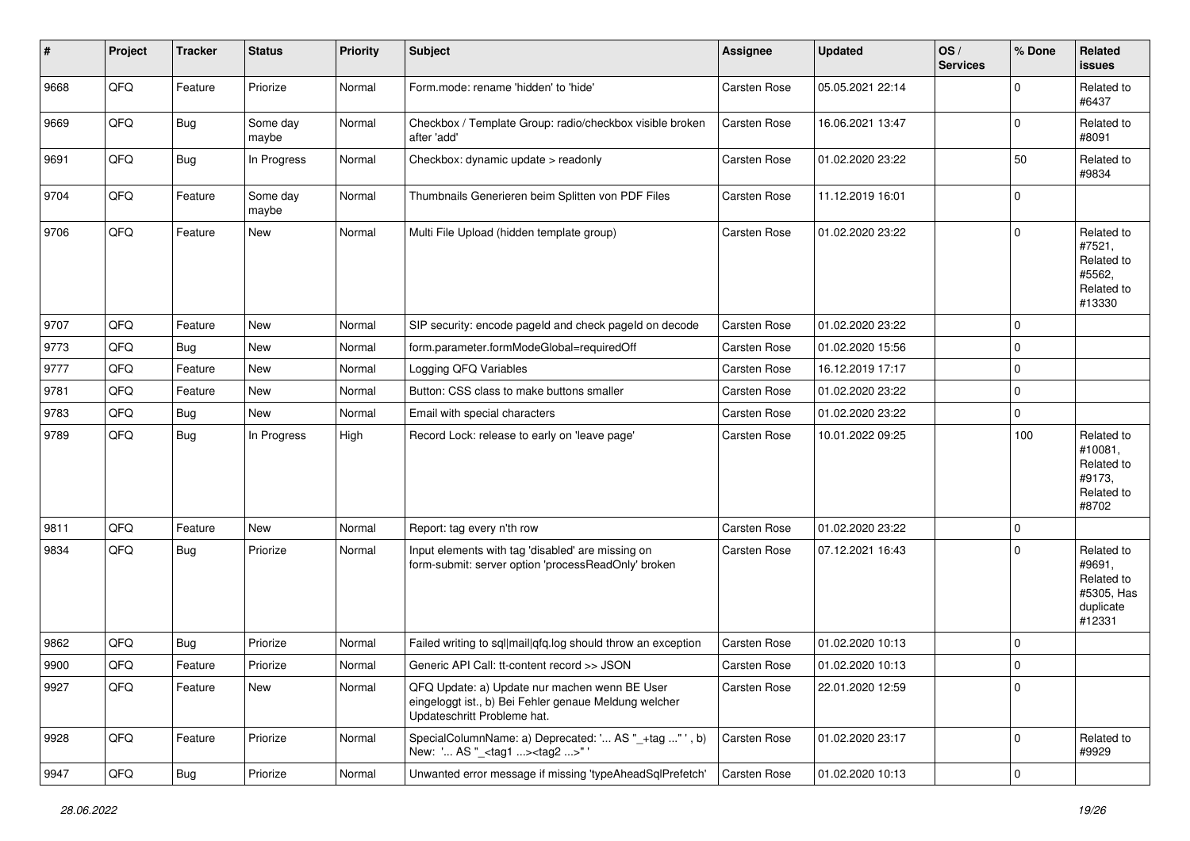| # | Project | Tracker | Status | Priority | Subject | Assignee | Updated | OS / Services | % Done | Related issues |
|---|---|---|---|---|---|---|---|---|---|---|
| 9668 | QFQ | Feature | Priorize | Normal | Form.mode: rename 'hidden' to 'hide' | Carsten Rose | 05.05.2021 22:14 | | 0 | Related to #6437 |
| 9669 | QFQ | Bug | Some day maybe | Normal | Checkbox / Template Group: radio/checkbox visible broken after 'add' | Carsten Rose | 16.06.2021 13:47 | | 0 | Related to #8091 |
| 9691 | QFQ | Bug | In Progress | Normal | Checkbox: dynamic update > readonly | Carsten Rose | 01.02.2020 23:22 | | 50 | Related to #9834 |
| 9704 | QFQ | Feature | Some day maybe | Normal | Thumbnails Generieren beim Splitten von PDF Files | Carsten Rose | 11.12.2019 16:01 | | 0 | |
| 9706 | QFQ | Feature | New | Normal | Multi File Upload (hidden template group) | Carsten Rose | 01.02.2020 23:22 | | 0 | Related to #7521, Related to #5562, Related to #13330 |
| 9707 | QFQ | Feature | New | Normal | SIP security: encode pageId and check pageId on decode | Carsten Rose | 01.02.2020 23:22 | | 0 | |
| 9773 | QFQ | Bug | New | Normal | form.parameter.formModeGlobal=requiredOff | Carsten Rose | 01.02.2020 15:56 | | 0 | |
| 9777 | QFQ | Feature | New | Normal | Logging QFQ Variables | Carsten Rose | 16.12.2019 17:17 | | 0 | |
| 9781 | QFQ | Feature | New | Normal | Button: CSS class to make buttons smaller | Carsten Rose | 01.02.2020 23:22 | | 0 | |
| 9783 | QFQ | Bug | New | Normal | Email with special characters | Carsten Rose | 01.02.2020 23:22 | | 0 | |
| 9789 | QFQ | Bug | In Progress | High | Record Lock: release to early on 'leave page' | Carsten Rose | 10.01.2022 09:25 | | 100 | Related to #10081, Related to #9173, Related to #8702 |
| 9811 | QFQ | Feature | New | Normal | Report: tag every n'th row | Carsten Rose | 01.02.2020 23:22 | | 0 | |
| 9834 | QFQ | Bug | Priorize | Normal | Input elements with tag 'disabled' are missing on form-submit: server option 'processReadOnly' broken | Carsten Rose | 07.12.2021 16:43 | | 0 | Related to #9691, Related to #5305, Has duplicate #12331 |
| 9862 | QFQ | Bug | Priorize | Normal | Failed writing to sql|mail|qfq.log should throw an exception | Carsten Rose | 01.02.2020 10:13 | | 0 | |
| 9900 | QFQ | Feature | Priorize | Normal | Generic API Call: tt-content record >> JSON | Carsten Rose | 01.02.2020 10:13 | | 0 | |
| 9927 | QFQ | Feature | New | Normal | QFQ Update: a) Update nur machen wenn BE User eingeloggt ist., b) Bei Fehler genaue Meldung welcher Updateschritt Probleme hat. | Carsten Rose | 22.01.2020 12:59 | | 0 | |
| 9928 | QFQ | Feature | Priorize | Normal | SpecialColumnName: a) Deprecated: '... AS "_+tag ..." ', b) New: '... AS "_<tag1 ...><tag2 ...>" ' | Carsten Rose | 01.02.2020 23:17 | | 0 | Related to #9929 |
| 9947 | QFQ | Bug | Priorize | Normal | Unwanted error message if missing 'typeAheadSqlPrefetch' | Carsten Rose | 01.02.2020 10:13 | | 0 | |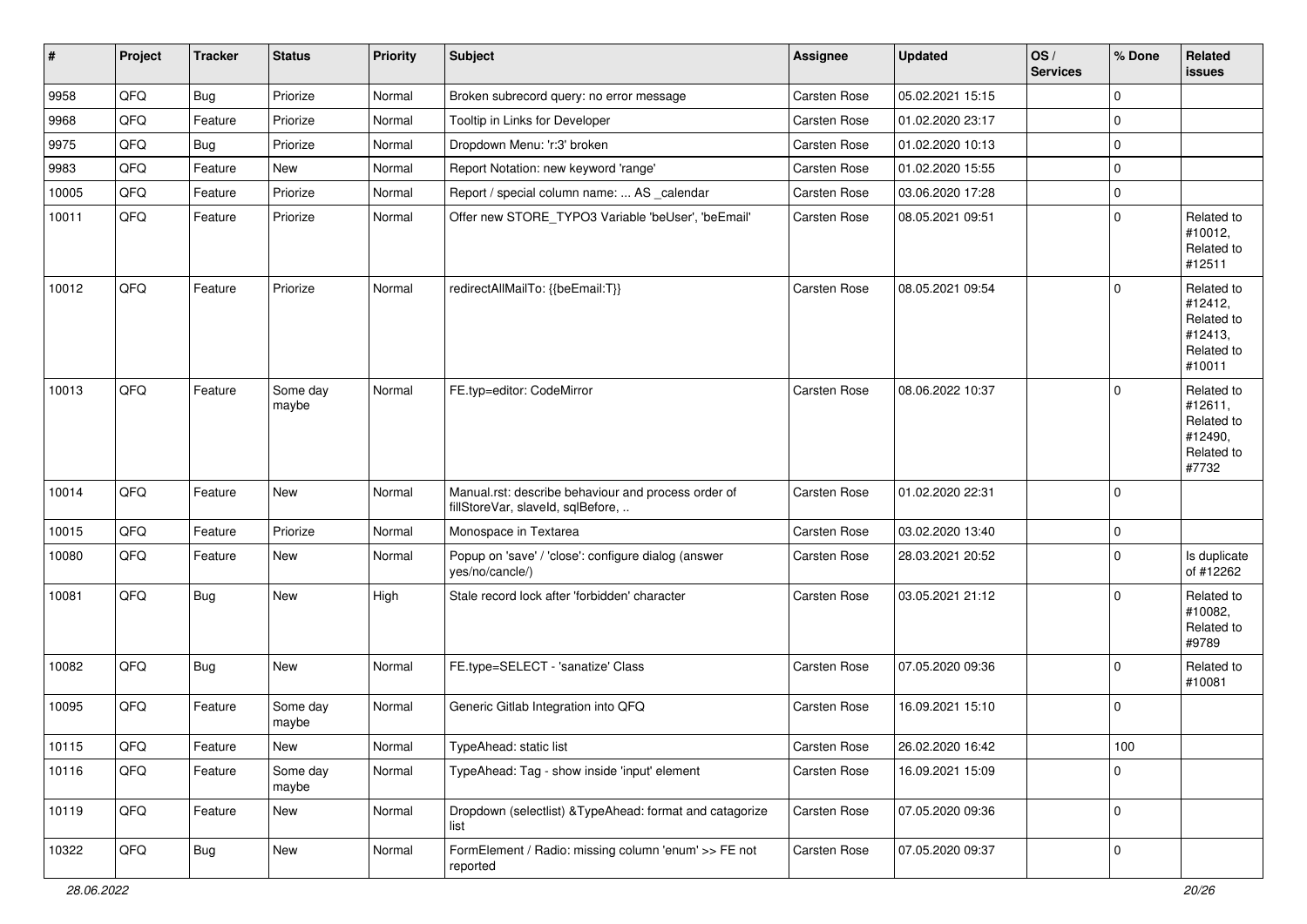| # | Project | Tracker | Status | Priority | Subject | Assignee | Updated | OS / Services | % Done | Related issues |
|---|---|---|---|---|---|---|---|---|---|---|
| 9958 | QFQ | Bug | Priorize | Normal | Broken subrecord query: no error message | Carsten Rose | 05.02.2021 15:15 | | 0 | |
| 9968 | QFQ | Feature | Priorize | Normal | Tooltip in Links for Developer | Carsten Rose | 01.02.2020 23:17 | | 0 | |
| 9975 | QFQ | Bug | Priorize | Normal | Dropdown Menu: 'r:3' broken | Carsten Rose | 01.02.2020 10:13 | | 0 | |
| 9983 | QFQ | Feature | New | Normal | Report Notation: new keyword 'range' | Carsten Rose | 01.02.2020 15:55 | | 0 | |
| 10005 | QFQ | Feature | Priorize | Normal | Report / special column name: ... AS _calendar | Carsten Rose | 03.06.2020 17:28 | | 0 | |
| 10011 | QFQ | Feature | Priorize | Normal | Offer new STORE_TYPO3 Variable 'beUser', 'beEmail' | Carsten Rose | 08.05.2021 09:51 | | 0 | Related to #10012, Related to #12511 |
| 10012 | QFQ | Feature | Priorize | Normal | redirectAllMailTo: {{beEmail:T}} | Carsten Rose | 08.05.2021 09:54 | | 0 | Related to #12412, Related to #12413, Related to #10011 |
| 10013 | QFQ | Feature | Some day maybe | Normal | FE.typ=editor: CodeMirror | Carsten Rose | 08.06.2022 10:37 | | 0 | Related to #12611, Related to #12490, Related to #7732 |
| 10014 | QFQ | Feature | New | Normal | Manual.rst: describe behaviour and process order of fillStoreVar, slaveId, sqlBefore, .. | Carsten Rose | 01.02.2020 22:31 | | 0 | |
| 10015 | QFQ | Feature | Priorize | Normal | Monospace in Textarea | Carsten Rose | 03.02.2020 13:40 | | 0 | |
| 10080 | QFQ | Feature | New | Normal | Popup on 'save' / 'close': configure dialog (answer yes/no/cancle/) | Carsten Rose | 28.03.2021 20:52 | | 0 | Is duplicate of #12262 |
| 10081 | QFQ | Bug | New | High | Stale record lock after 'forbidden' character | Carsten Rose | 03.05.2021 21:12 | | 0 | Related to #10082, Related to #9789 |
| 10082 | QFQ | Bug | New | Normal | FE.type=SELECT - 'sanatize' Class | Carsten Rose | 07.05.2020 09:36 | | 0 | Related to #10081 |
| 10095 | QFQ | Feature | Some day maybe | Normal | Generic Gitlab Integration into QFQ | Carsten Rose | 16.09.2021 15:10 | | 0 | |
| 10115 | QFQ | Feature | New | Normal | TypeAhead: static list | Carsten Rose | 26.02.2020 16:42 | | 100 | |
| 10116 | QFQ | Feature | Some day maybe | Normal | TypeAhead: Tag - show inside 'input' element | Carsten Rose | 16.09.2021 15:09 | | 0 | |
| 10119 | QFQ | Feature | New | Normal | Dropdown (selectlist) &TypeAhead: format and catagorize list | Carsten Rose | 07.05.2020 09:36 | | 0 | |
| 10322 | QFQ | Bug | New | Normal | FormElement / Radio: missing column 'enum' >> FE not reported | Carsten Rose | 07.05.2020 09:37 | | 0 | |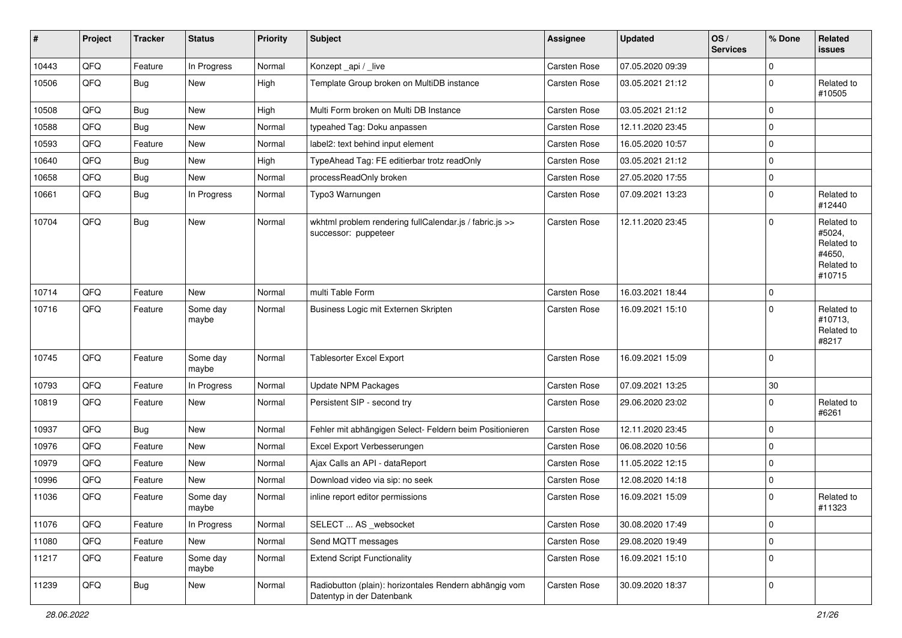| # | Project | Tracker | Status | Priority | Subject | Assignee | Updated | OS / Services | % Done | Related issues |
|---|---|---|---|---|---|---|---|---|---|---|
| 10443 | QFQ | Feature | In Progress | Normal | Konzept _api / _live | Carsten Rose | 07.05.2020 09:39 | | 0 | |
| 10506 | QFQ | Bug | New | High | Template Group broken on MultiDB instance | Carsten Rose | 03.05.2021 21:12 | | 0 | Related to #10505 |
| 10508 | QFQ | Bug | New | High | Multi Form broken on Multi DB Instance | Carsten Rose | 03.05.2021 21:12 | | 0 | |
| 10588 | QFQ | Bug | New | Normal | typeahed Tag: Doku anpassen | Carsten Rose | 12.11.2020 23:45 | | 0 | |
| 10593 | QFQ | Feature | New | Normal | label2: text behind input element | Carsten Rose | 16.05.2020 10:57 | | 0 | |
| 10640 | QFQ | Bug | New | High | TypeAhead Tag: FE editierbar trotz readOnly | Carsten Rose | 03.05.2021 21:12 | | 0 | |
| 10658 | QFQ | Bug | New | Normal | processReadOnly broken | Carsten Rose | 27.05.2020 17:55 | | 0 | |
| 10661 | QFQ | Bug | In Progress | Normal | Typo3 Warnungen | Carsten Rose | 07.09.2021 13:23 | | 0 | Related to #12440 |
| 10704 | QFQ | Bug | New | Normal | wkhtml problem rendering fullCalendar.js / fabric.js >> successor: puppeteer | Carsten Rose | 12.11.2020 23:45 | | 0 | Related to #5024, Related to #4650, Related to #10715 |
| 10714 | QFQ | Feature | New | Normal | multi Table Form | Carsten Rose | 16.03.2021 18:44 | | 0 | |
| 10716 | QFQ | Feature | Some day maybe | Normal | Business Logic mit Externen Skripten | Carsten Rose | 16.09.2021 15:10 | | 0 | Related to #10713, Related to #8217 |
| 10745 | QFQ | Feature | Some day maybe | Normal | Tablesorter Excel Export | Carsten Rose | 16.09.2021 15:09 | | 0 | |
| 10793 | QFQ | Feature | In Progress | Normal | Update NPM Packages | Carsten Rose | 07.09.2021 13:25 | | 30 | |
| 10819 | QFQ | Feature | New | Normal | Persistent SIP - second try | Carsten Rose | 29.06.2020 23:02 | | 0 | Related to #6261 |
| 10937 | QFQ | Bug | New | Normal | Fehler mit abhängigen Select- Feldern beim Positionieren | Carsten Rose | 12.11.2020 23:45 | | 0 | |
| 10976 | QFQ | Feature | New | Normal | Excel Export Verbesserungen | Carsten Rose | 06.08.2020 10:56 | | 0 | |
| 10979 | QFQ | Feature | New | Normal | Ajax Calls an API - dataReport | Carsten Rose | 11.05.2022 12:15 | | 0 | |
| 10996 | QFQ | Feature | New | Normal | Download video via sip: no seek | Carsten Rose | 12.08.2020 14:18 | | 0 | |
| 11036 | QFQ | Feature | Some day maybe | Normal | inline report editor permissions | Carsten Rose | 16.09.2021 15:09 | | 0 | Related to #11323 |
| 11076 | QFQ | Feature | In Progress | Normal | SELECT ... AS _websocket | Carsten Rose | 30.08.2020 17:49 | | 0 | |
| 11080 | QFQ | Feature | New | Normal | Send MQTT messages | Carsten Rose | 29.08.2020 19:49 | | 0 | |
| 11217 | QFQ | Feature | Some day maybe | Normal | Extend Script Functionality | Carsten Rose | 16.09.2021 15:10 | | 0 | |
| 11239 | QFQ | Bug | New | Normal | Radiobutton (plain): horizontales Rendern abhängig vom Datentyp in der Datenbank | Carsten Rose | 30.09.2020 18:37 | | 0 | |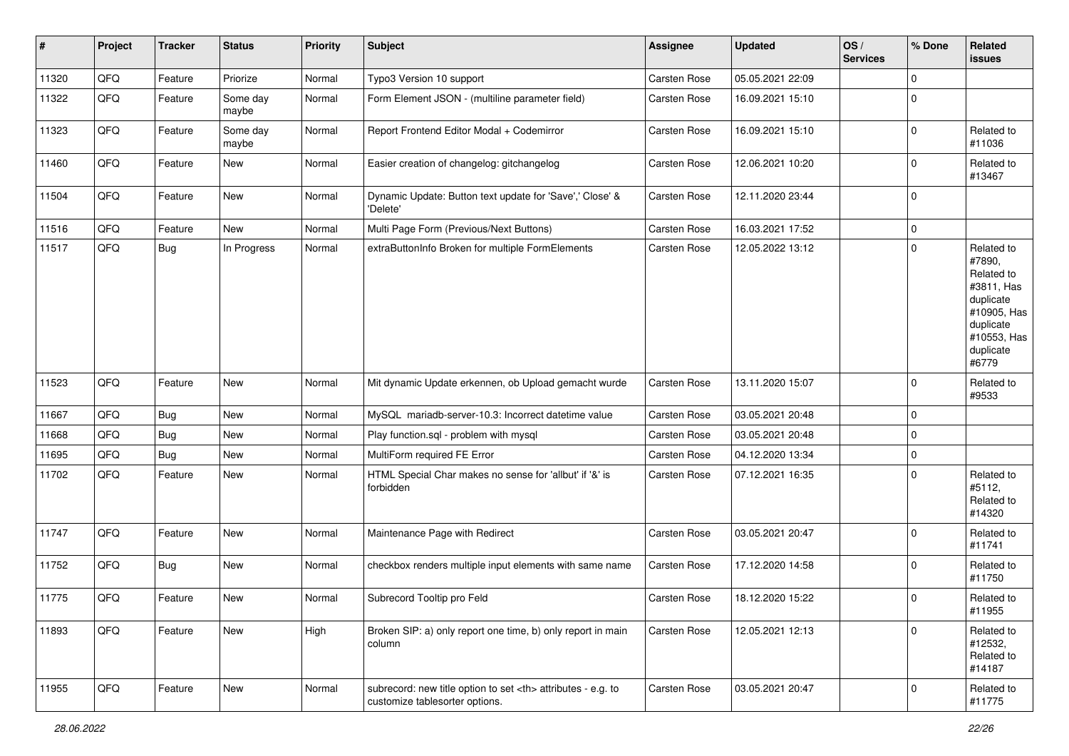| # | Project | Tracker | Status | Priority | Subject | Assignee | Updated | OS / Services | % Done | Related issues |
|---|---|---|---|---|---|---|---|---|---|---|
| 11320 | QFQ | Feature | Priorize | Normal | Typo3 Version 10 support | Carsten Rose | 05.05.2021 22:09 | | 0 | |
| 11322 | QFQ | Feature | Some day maybe | Normal | Form Element JSON - (multiline parameter field) | Carsten Rose | 16.09.2021 15:10 | | 0 | |
| 11323 | QFQ | Feature | Some day maybe | Normal | Report Frontend Editor Modal + Codemirror | Carsten Rose | 16.09.2021 15:10 | | 0 | Related to #11036 |
| 11460 | QFQ | Feature | New | Normal | Easier creation of changelog: gitchangelog | Carsten Rose | 12.06.2021 10:20 | | 0 | Related to #13467 |
| 11504 | QFQ | Feature | New | Normal | Dynamic Update: Button text update for 'Save',' Close' & 'Delete' | Carsten Rose | 12.11.2020 23:44 | | 0 | |
| 11516 | QFQ | Feature | New | Normal | Multi Page Form (Previous/Next Buttons) | Carsten Rose | 16.03.2021 17:52 | | 0 | |
| 11517 | QFQ | Bug | In Progress | Normal | extraButtonInfo Broken for multiple FormElements | Carsten Rose | 12.05.2022 13:12 | | 0 | Related to #7890, Related to #3811, Has duplicate #10905, Has duplicate #10553, Has duplicate #6779 |
| 11523 | QFQ | Feature | New | Normal | Mit dynamic Update erkennen, ob Upload gemacht wurde | Carsten Rose | 13.11.2020 15:07 | | 0 | Related to #9533 |
| 11667 | QFQ | Bug | New | Normal | MySQL mariadb-server-10.3: Incorrect datetime value | Carsten Rose | 03.05.2021 20:48 | | 0 | |
| 11668 | QFQ | Bug | New | Normal | Play function.sql - problem with mysql | Carsten Rose | 03.05.2021 20:48 | | 0 | |
| 11695 | QFQ | Bug | New | Normal | MultiForm required FE Error | Carsten Rose | 04.12.2020 13:34 | | 0 | |
| 11702 | QFQ | Feature | New | Normal | HTML Special Char makes no sense for 'allbut' if '&' is forbidden | Carsten Rose | 07.12.2021 16:35 | | 0 | Related to #5112, Related to #14320 |
| 11747 | QFQ | Feature | New | Normal | Maintenance Page with Redirect | Carsten Rose | 03.05.2021 20:47 | | 0 | Related to #11741 |
| 11752 | QFQ | Bug | New | Normal | checkbox renders multiple input elements with same name | Carsten Rose | 17.12.2020 14:58 | | 0 | Related to #11750 |
| 11775 | QFQ | Feature | New | Normal | Subrecord Tooltip pro Feld | Carsten Rose | 18.12.2020 15:22 | | 0 | Related to #11955 |
| 11893 | QFQ | Feature | New | High | Broken SIP: a) only report one time, b) only report in main column | Carsten Rose | 12.05.2021 12:13 | | 0 | Related to #12532, Related to #14187 |
| 11955 | QFQ | Feature | New | Normal | subrecord: new title option to set <th> attributes - e.g. to customize tablesorter options. | Carsten Rose | 03.05.2021 20:47 | | 0 | Related to #11775 |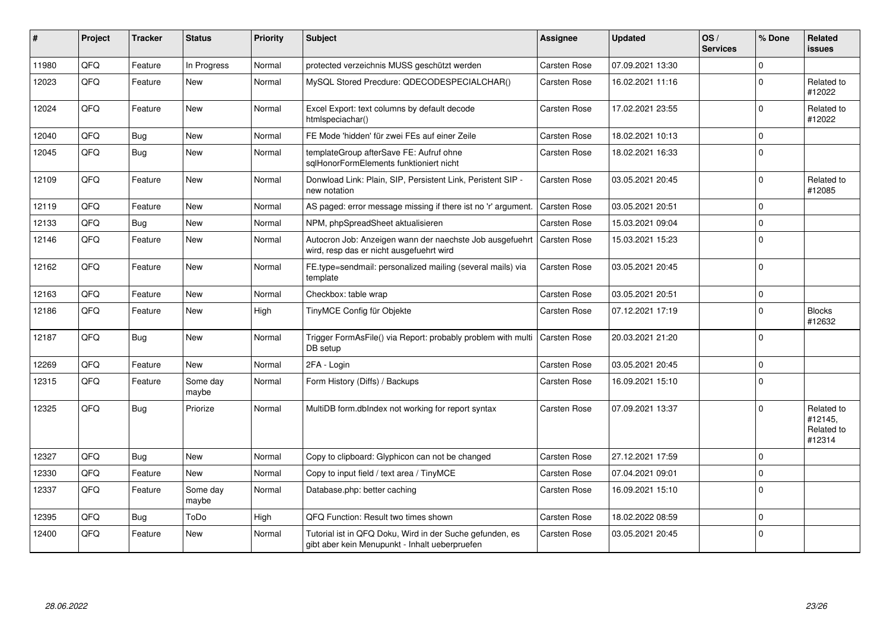| # | Project | Tracker | Status | Priority | Subject | Assignee | Updated | OS / Services | % Done | Related issues |
|---|---|---|---|---|---|---|---|---|---|---|
| 11980 | QFQ | Feature | In Progress | Normal | protected verzeichnis MUSS geschützt werden | Carsten Rose | 07.09.2021 13:30 | | 0 | |
| 12023 | QFQ | Feature | New | Normal | MySQL Stored Precdure: QDECODESPECIALCHAR() | Carsten Rose | 16.02.2021 11:16 | | 0 | Related to #12022 |
| 12024 | QFQ | Feature | New | Normal | Excel Export: text columns by default decode htmlspeciachar() | Carsten Rose | 17.02.2021 23:55 | | 0 | Related to #12022 |
| 12040 | QFQ | Bug | New | Normal | FE Mode 'hidden' für zwei FEs auf einer Zeile | Carsten Rose | 18.02.2021 10:13 | | 0 | |
| 12045 | QFQ | Bug | New | Normal | templateGroup afterSave FE: Aufruf ohne sqlHonorFormElements funktioniert nicht | Carsten Rose | 18.02.2021 16:33 | | 0 | |
| 12109 | QFQ | Feature | New | Normal | Donwload Link: Plain, SIP, Persistent Link, Peristent SIP - new notation | Carsten Rose | 03.05.2021 20:45 | | 0 | Related to #12085 |
| 12119 | QFQ | Feature | New | Normal | AS paged: error message missing if there ist no 'r' argument. | Carsten Rose | 03.05.2021 20:51 | | 0 | |
| 12133 | QFQ | Bug | New | Normal | NPM, phpSpreadSheet aktualisieren | Carsten Rose | 15.03.2021 09:04 | | 0 | |
| 12146 | QFQ | Feature | New | Normal | Autocron Job: Anzeigen wann der naechste Job ausgefuehrt wird, resp das er nicht ausgefuehrt wird | Carsten Rose | 15.03.2021 15:23 | | 0 | |
| 12162 | QFQ | Feature | New | Normal | FE.type=sendmail: personalized mailing (several mails) via template | Carsten Rose | 03.05.2021 20:45 | | 0 | |
| 12163 | QFQ | Feature | New | Normal | Checkbox: table wrap | Carsten Rose | 03.05.2021 20:51 | | 0 | |
| 12186 | QFQ | Feature | New | High | TinyMCE Config für Objekte | Carsten Rose | 07.12.2021 17:19 | | 0 | Blocks #12632 |
| 12187 | QFQ | Bug | New | Normal | Trigger FormAsFile() via Report: probably problem with multi DB setup | Carsten Rose | 20.03.2021 21:20 | | 0 | |
| 12269 | QFQ | Feature | New | Normal | 2FA - Login | Carsten Rose | 03.05.2021 20:45 | | 0 | |
| 12315 | QFQ | Feature | Some day maybe | Normal | Form History (Diffs) / Backups | Carsten Rose | 16.09.2021 15:10 | | 0 | |
| 12325 | QFQ | Bug | Priorize | Normal | MultiDB form.dbIndex not working for report syntax | Carsten Rose | 07.09.2021 13:37 | | 0 | Related to #12145, Related to #12314 |
| 12327 | QFQ | Bug | New | Normal | Copy to clipboard: Glyphicon can not be changed | Carsten Rose | 27.12.2021 17:59 | | 0 | |
| 12330 | QFQ | Feature | New | Normal | Copy to input field / text area / TinyMCE | Carsten Rose | 07.04.2021 09:01 | | 0 | |
| 12337 | QFQ | Feature | Some day maybe | Normal | Database.php: better caching | Carsten Rose | 16.09.2021 15:10 | | 0 | |
| 12395 | QFQ | Bug | ToDo | High | QFQ Function: Result two times shown | Carsten Rose | 18.02.2022 08:59 | | 0 | |
| 12400 | QFQ | Feature | New | Normal | Tutorial ist in QFQ Doku, Wird in der Suche gefunden, es gibt aber kein Menupunkt - Inhalt ueberpruefen | Carsten Rose | 03.05.2021 20:45 | | 0 | |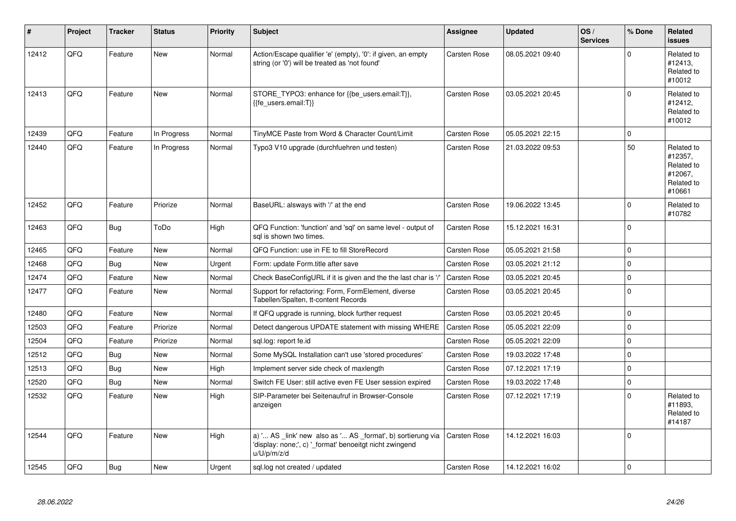| # | Project | Tracker | Status | Priority | Subject | Assignee | Updated | OS / Services | % Done | Related issues |
|---|---|---|---|---|---|---|---|---|---|---|
| 12412 | QFQ | Feature | New | Normal | Action/Escape qualifier 'e' (empty), '0': if given, an empty string (or '0') will be treated as 'not found' | Carsten Rose | 08.05.2021 09:40 | | 0 | Related to #12413, Related to #10012 |
| 12413 | QFQ | Feature | New | Normal | STORE_TYPO3: enhance for {{be_users.email:T}}, {{fe_users.email:T}} | Carsten Rose | 03.05.2021 20:45 | | 0 | Related to #12412, Related to #10012 |
| 12439 | QFQ | Feature | In Progress | Normal | TinyMCE Paste from Word & Character Count/Limit | Carsten Rose | 05.05.2021 22:15 | | 0 | |
| 12440 | QFQ | Feature | In Progress | Normal | Typo3 V10 upgrade (durchfuehren und testen) | Carsten Rose | 21.03.2022 09:53 | | 50 | Related to #12357, Related to #12067, Related to #10661 |
| 12452 | QFQ | Feature | Priorize | Normal | BaseURL: alsways with '/' at the end | Carsten Rose | 19.06.2022 13:45 | | 0 | Related to #10782 |
| 12463 | QFQ | Bug | ToDo | High | QFQ Function: 'function' and 'sql' on same level - output of sql is shown two times. | Carsten Rose | 15.12.2021 16:31 | | 0 | |
| 12465 | QFQ | Feature | New | Normal | QFQ Function: use in FE to fill StoreRecord | Carsten Rose | 05.05.2021 21:58 | | 0 | |
| 12468 | QFQ | Bug | New | Urgent | Form: update Form.title after save | Carsten Rose | 03.05.2021 21:12 | | 0 | |
| 12474 | QFQ | Feature | New | Normal | Check BaseConfigURL if it is given and the the last char is '/' | Carsten Rose | 03.05.2021 20:45 | | 0 | |
| 12477 | QFQ | Feature | New | Normal | Support for refactoring: Form, FormElement, diverse Tabellen/Spalten, tt-content Records | Carsten Rose | 03.05.2021 20:45 | | 0 | |
| 12480 | QFQ | Feature | New | Normal | If QFQ upgrade is running, block further request | Carsten Rose | 03.05.2021 20:45 | | 0 | |
| 12503 | QFQ | Feature | Priorize | Normal | Detect dangerous UPDATE statement with missing WHERE | Carsten Rose | 05.05.2021 22:09 | | 0 | |
| 12504 | QFQ | Feature | Priorize | Normal | sql.log: report fe.id | Carsten Rose | 05.05.2021 22:09 | | 0 | |
| 12512 | QFQ | Bug | New | Normal | Some MySQL Installation can't use 'stored procedures' | Carsten Rose | 19.03.2022 17:48 | | 0 | |
| 12513 | QFQ | Bug | New | High | Implement server side check of maxlength | Carsten Rose | 07.12.2021 17:19 | | 0 | |
| 12520 | QFQ | Bug | New | Normal | Switch FE User: still active even FE User session expired | Carsten Rose | 19.03.2022 17:48 | | 0 | |
| 12532 | QFQ | Feature | New | High | SIP-Parameter bei Seitenaufruf in Browser-Console anzeigen | Carsten Rose | 07.12.2021 17:19 | | 0 | Related to #11893, Related to #14187 |
| 12544 | QFQ | Feature | New | High | a) '... AS _link' new also as '... AS _format', b) sortierung via 'display: none;', c) '_format' benoeitgt nicht zwingend u/U/p/m/z/d | Carsten Rose | 14.12.2021 16:03 | | 0 | |
| 12545 | QFQ | Bug | New | Urgent | sql.log not created / updated | Carsten Rose | 14.12.2021 16:02 | | 0 | |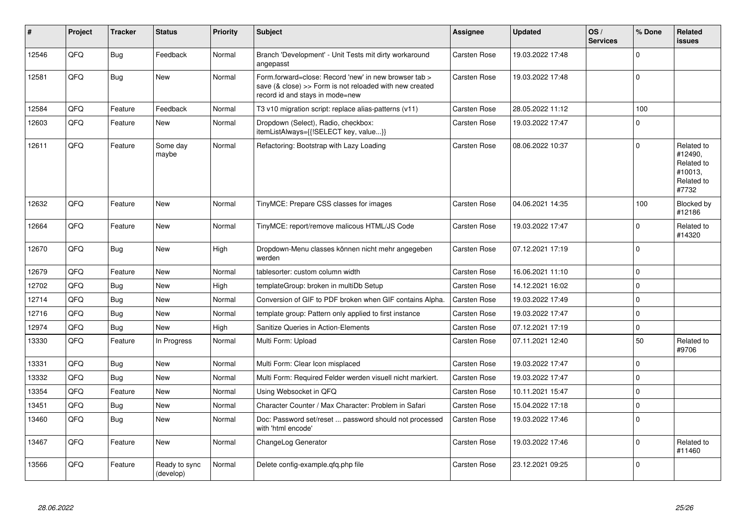| # | Project | Tracker | Status | Priority | Subject | Assignee | Updated | OS / Services | % Done | Related issues |
|---|---|---|---|---|---|---|---|---|---|---|
| 12546 | QFQ | Bug | Feedback | Normal | Branch 'Development' - Unit Tests mit dirty workaround angepasst | Carsten Rose | 19.03.2022 17:48 | | 0 | |
| 12581 | QFQ | Bug | New | Normal | Form.forward=close: Record 'new' in new browser tab > save (& close) >> Form is not reloaded with new created record id and stays in mode=new | Carsten Rose | 19.03.2022 17:48 | | 0 | |
| 12584 | QFQ | Feature | Feedback | Normal | T3 v10 migration script: replace alias-patterns (v11) | Carsten Rose | 28.05.2022 11:12 | | 100 | |
| 12603 | QFQ | Feature | New | Normal | Dropdown (Select), Radio, checkbox: itemListAlways={{!SELECT key, value...}} | Carsten Rose | 19.03.2022 17:47 | | 0 | |
| 12611 | QFQ | Feature | Some day maybe | Normal | Refactoring: Bootstrap with Lazy Loading | Carsten Rose | 08.06.2022 10:37 | | 0 | Related to #12490, Related to #10013, Related to #7732 |
| 12632 | QFQ | Feature | New | Normal | TinyMCE: Prepare CSS classes for images | Carsten Rose | 04.06.2021 14:35 | | 100 | Blocked by #12186 |
| 12664 | QFQ | Feature | New | Normal | TinyMCE: report/remove malicous HTML/JS Code | Carsten Rose | 19.03.2022 17:47 | | 0 | Related to #14320 |
| 12670 | QFQ | Bug | New | High | Dropdown-Menu classes können nicht mehr angegeben werden | Carsten Rose | 07.12.2021 17:19 | | 0 | |
| 12679 | QFQ | Feature | New | Normal | tablesorter: custom column width | Carsten Rose | 16.06.2021 11:10 | | 0 | |
| 12702 | QFQ | Bug | New | High | templateGroup: broken in multiDb Setup | Carsten Rose | 14.12.2021 16:02 | | 0 | |
| 12714 | QFQ | Bug | New | Normal | Conversion of GIF to PDF broken when GIF contains Alpha. | Carsten Rose | 19.03.2022 17:49 | | 0 | |
| 12716 | QFQ | Bug | New | Normal | template group: Pattern only applied to first instance | Carsten Rose | 19.03.2022 17:47 | | 0 | |
| 12974 | QFQ | Bug | New | High | Sanitize Queries in Action-Elements | Carsten Rose | 07.12.2021 17:19 | | 0 | |
| 13330 | QFQ | Feature | In Progress | Normal | Multi Form: Upload | Carsten Rose | 07.11.2021 12:40 | | 50 | Related to #9706 |
| 13331 | QFQ | Bug | New | Normal | Multi Form: Clear Icon misplaced | Carsten Rose | 19.03.2022 17:47 | | 0 | |
| 13332 | QFQ | Bug | New | Normal | Multi Form: Required Felder werden visuell nicht markiert. | Carsten Rose | 19.03.2022 17:47 | | 0 | |
| 13354 | QFQ | Feature | New | Normal | Using Websocket in QFQ | Carsten Rose | 10.11.2021 15:47 | | 0 | |
| 13451 | QFQ | Bug | New | Normal | Character Counter / Max Character: Problem in Safari | Carsten Rose | 15.04.2022 17:18 | | 0 | |
| 13460 | QFQ | Bug | New | Normal | Doc: Password set/reset ... password should not processed with 'html encode' | Carsten Rose | 19.03.2022 17:46 | | 0 | |
| 13467 | QFQ | Feature | New | Normal | ChangeLog Generator | Carsten Rose | 19.03.2022 17:46 | | 0 | Related to #11460 |
| 13566 | QFQ | Feature | Ready to sync (develop) | Normal | Delete config-example.qfq.php file | Carsten Rose | 23.12.2021 09:25 | | 0 | |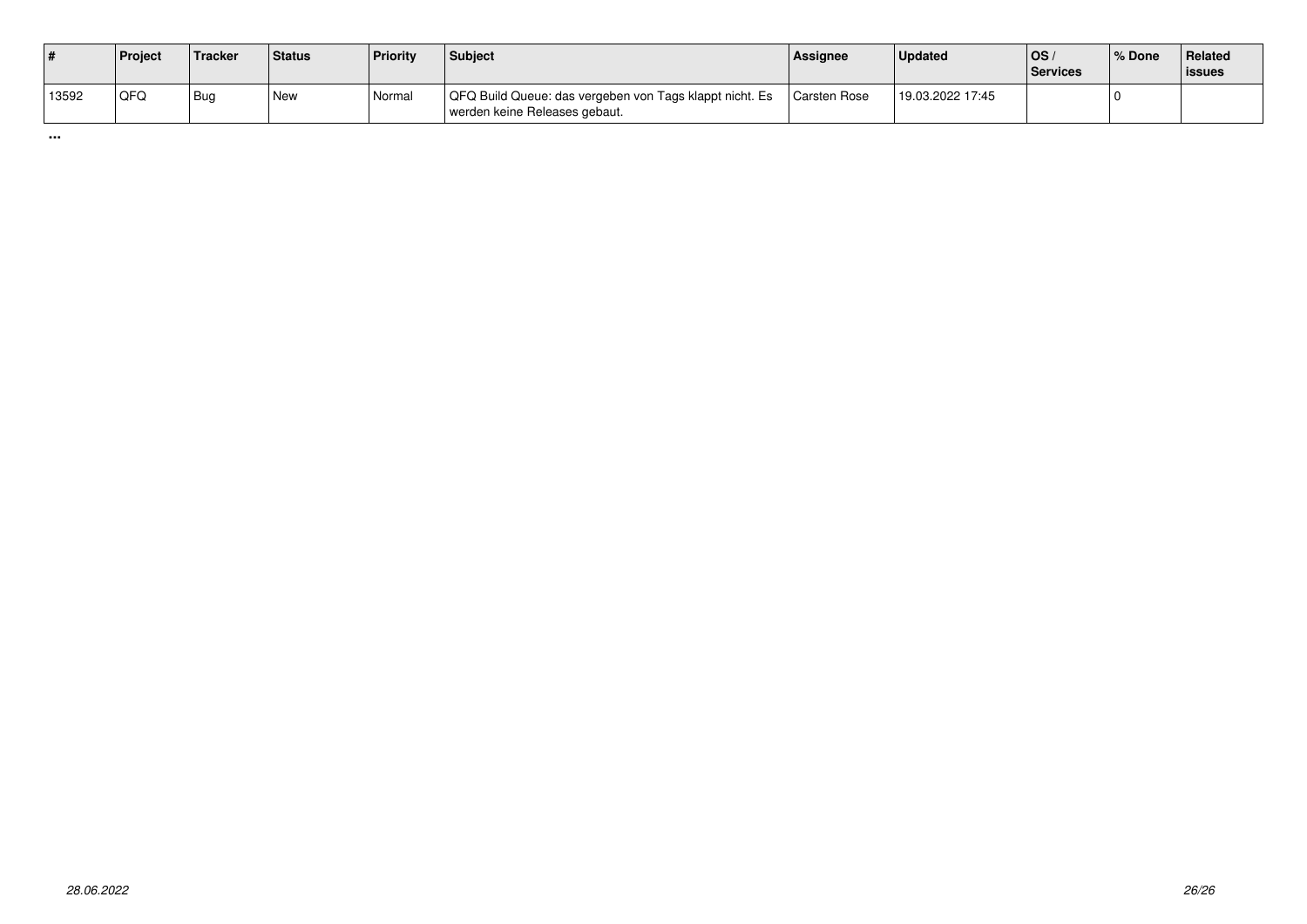| # | Project | Tracker | Status | Priority | Subject | Assignee | Updated | OS / Services | % Done | Related issues |
|---|---|---|---|---|---|---|---|---|---|---|
| 13592 | QFQ | Bug | New | Normal | QFQ Build Queue: das vergeben von Tags klappt nicht. Es werden keine Releases gebaut. | Carsten Rose | 19.03.2022 17:45 | | 0 | |

**...**